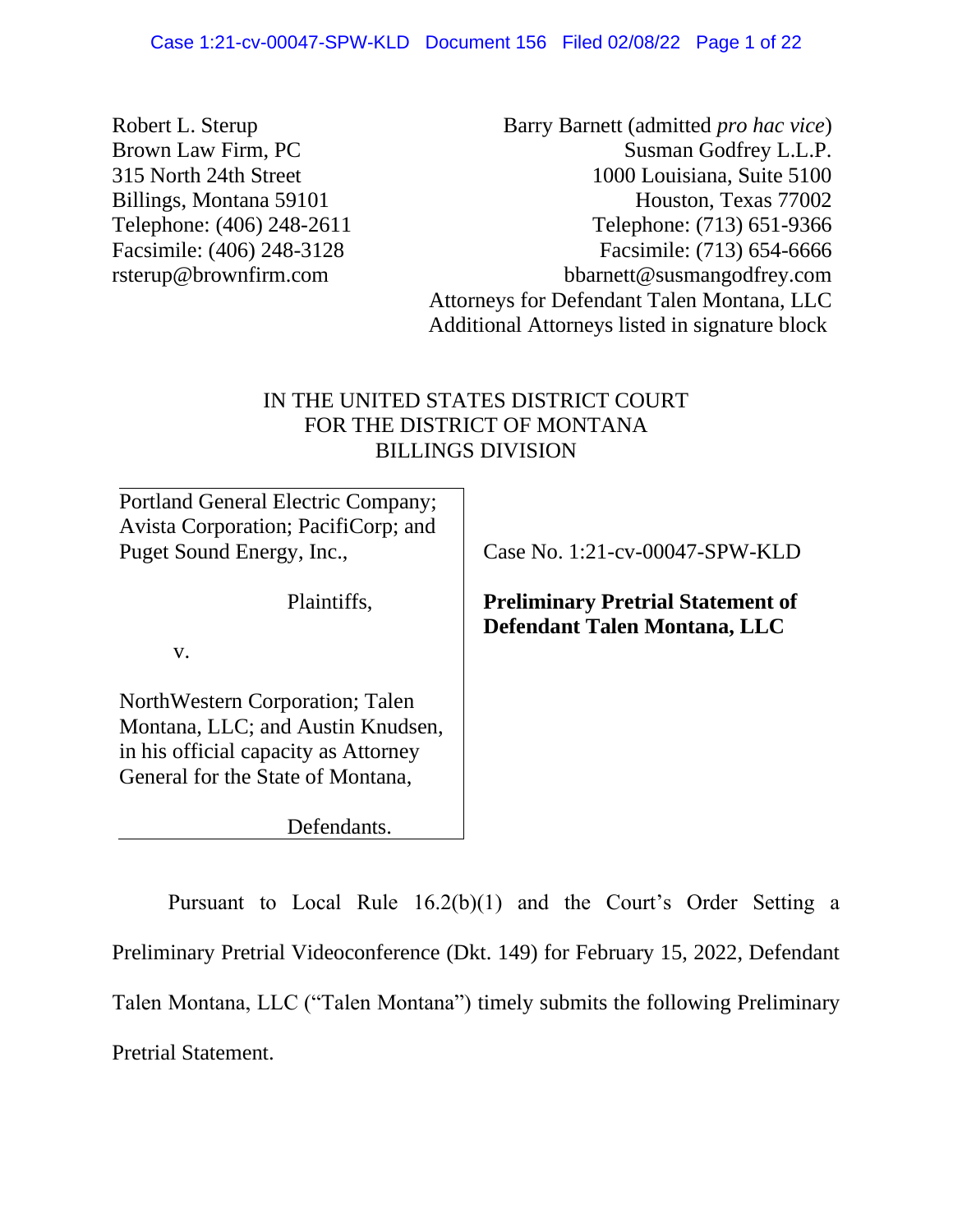Robert L. Sterup
Brown Law Firm, PC
315 North 24th Street
Billings, Montana 59101
Telephone: (406) 248-2611
Facsimile: (406) 248-3128
rsterup@brownfirm.com

Barry Barnett (admitted *pro hac vice*)
Susman Godfrey L.L.P.
1000 Louisiana, Suite 5100
Houston, Texas 77002
Telephone: (713) 651-9366
Facsimile: (713) 654-6666
bbarnett@susmangodfrey.com
Attorneys for Defendant Talen Montana, LLC
Additional Attorneys listed in signature block

IN THE UNITED STATES DISTRICT COURT
FOR THE DISTRICT OF MONTANA
BILLINGS DIVISION

| | |
|---|---|
| Portland General Electric Company; Avista Corporation; PacifiCorp; and Puget Sound Energy, Inc.,<br><br>Plaintiffs,<br><br>v.<br><br>NorthWestern Corporation; Talen Montana, LLC; and Austin Knudsen, in his official capacity as Attorney General for the State of Montana,<br><br>Defendants. | Case No. 1:21-cv-00047-SPW-KLD<br><br>**Preliminary Pretrial Statement of Defendant Talen Montana, LLC** |

Pursuant to Local Rule 16.2(b)(1) and the Court's Order Setting a Preliminary Pretrial Videoconference (Dkt. 149) for February 15, 2022, Defendant Talen Montana, LLC ("Talen Montana") timely submits the following Preliminary Pretrial Statement.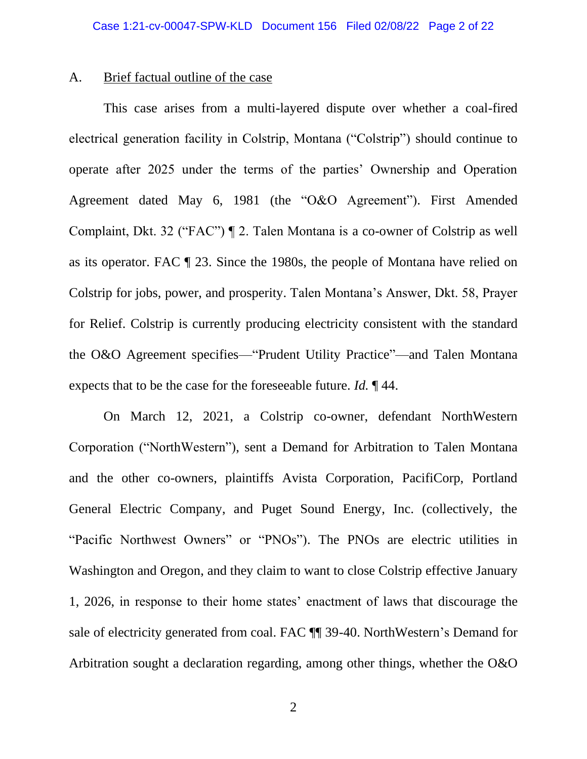## A. Brief factual outline of the case

This case arises from a multi-layered dispute over whether a coal-fired electrical generation facility in Colstrip, Montana ("Colstrip") should continue to operate after 2025 under the terms of the parties' Ownership and Operation Agreement dated May 6, 1981 (the "O&O Agreement"). First Amended Complaint, Dkt. 32 ("FAC") ¶ 2. Talen Montana is a co-owner of Colstrip as well as its operator. FAC ¶ 23. Since the 1980s, the people of Montana have relied on Colstrip for jobs, power, and prosperity. Talen Montana's Answer, Dkt. 58, Prayer for Relief. Colstrip is currently producing electricity consistent with the standard the O&O Agreement specifies—"Prudent Utility Practice"—and Talen Montana expects that to be the case for the foreseeable future. *Id.* ¶ 44.

On March 12, 2021, a Colstrip co-owner, defendant NorthWestern Corporation ("NorthWestern"), sent a Demand for Arbitration to Talen Montana and the other co-owners, plaintiffs Avista Corporation, PacifiCorp, Portland General Electric Company, and Puget Sound Energy, Inc. (collectively, the "Pacific Northwest Owners" or "PNOs"). The PNOs are electric utilities in Washington and Oregon, and they claim to want to close Colstrip effective January 1, 2026, in response to their home states' enactment of laws that discourage the sale of electricity generated from coal. FAC ¶¶ 39-40. NorthWestern's Demand for Arbitration sought a declaration regarding, among other things, whether the O&O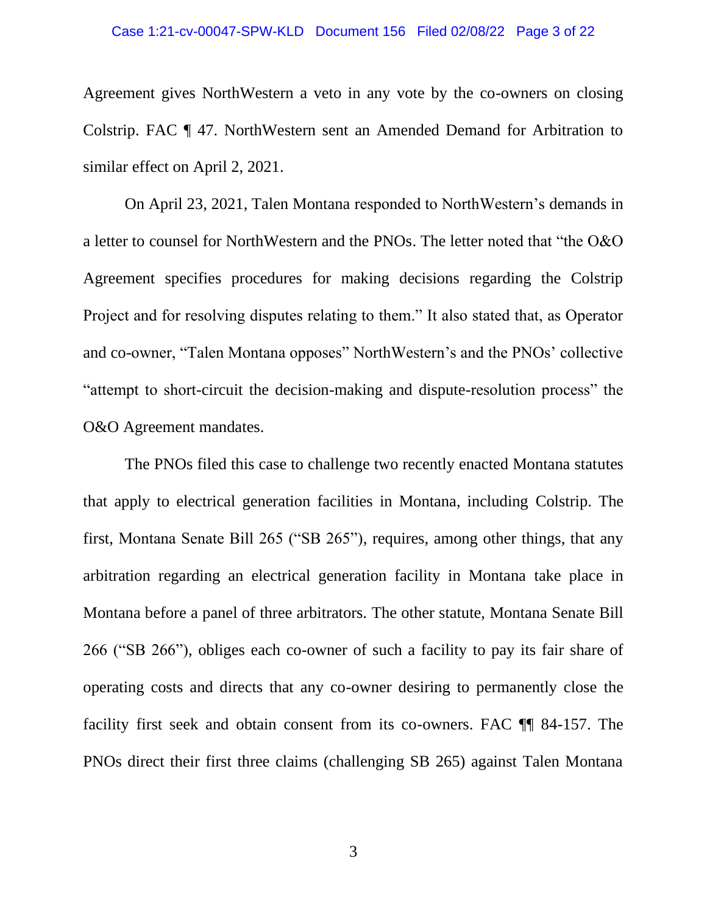Agreement gives NorthWestern a veto in any vote by the co-owners on closing Colstrip. FAC ¶ 47. NorthWestern sent an Amended Demand for Arbitration to similar effect on April 2, 2021.

On April 23, 2021, Talen Montana responded to NorthWestern's demands in a letter to counsel for NorthWestern and the PNOs. The letter noted that "the O&O Agreement specifies procedures for making decisions regarding the Colstrip Project and for resolving disputes relating to them." It also stated that, as Operator and co-owner, "Talen Montana opposes" NorthWestern's and the PNOs' collective "attempt to short-circuit the decision-making and dispute-resolution process" the O&O Agreement mandates.

The PNOs filed this case to challenge two recently enacted Montana statutes that apply to electrical generation facilities in Montana, including Colstrip. The first, Montana Senate Bill 265 ("SB 265"), requires, among other things, that any arbitration regarding an electrical generation facility in Montana take place in Montana before a panel of three arbitrators. The other statute, Montana Senate Bill 266 ("SB 266"), obliges each co-owner of such a facility to pay its fair share of operating costs and directs that any co-owner desiring to permanently close the facility first seek and obtain consent from its co-owners. FAC ¶¶ 84-157. The PNOs direct their first three claims (challenging SB 265) against Talen Montana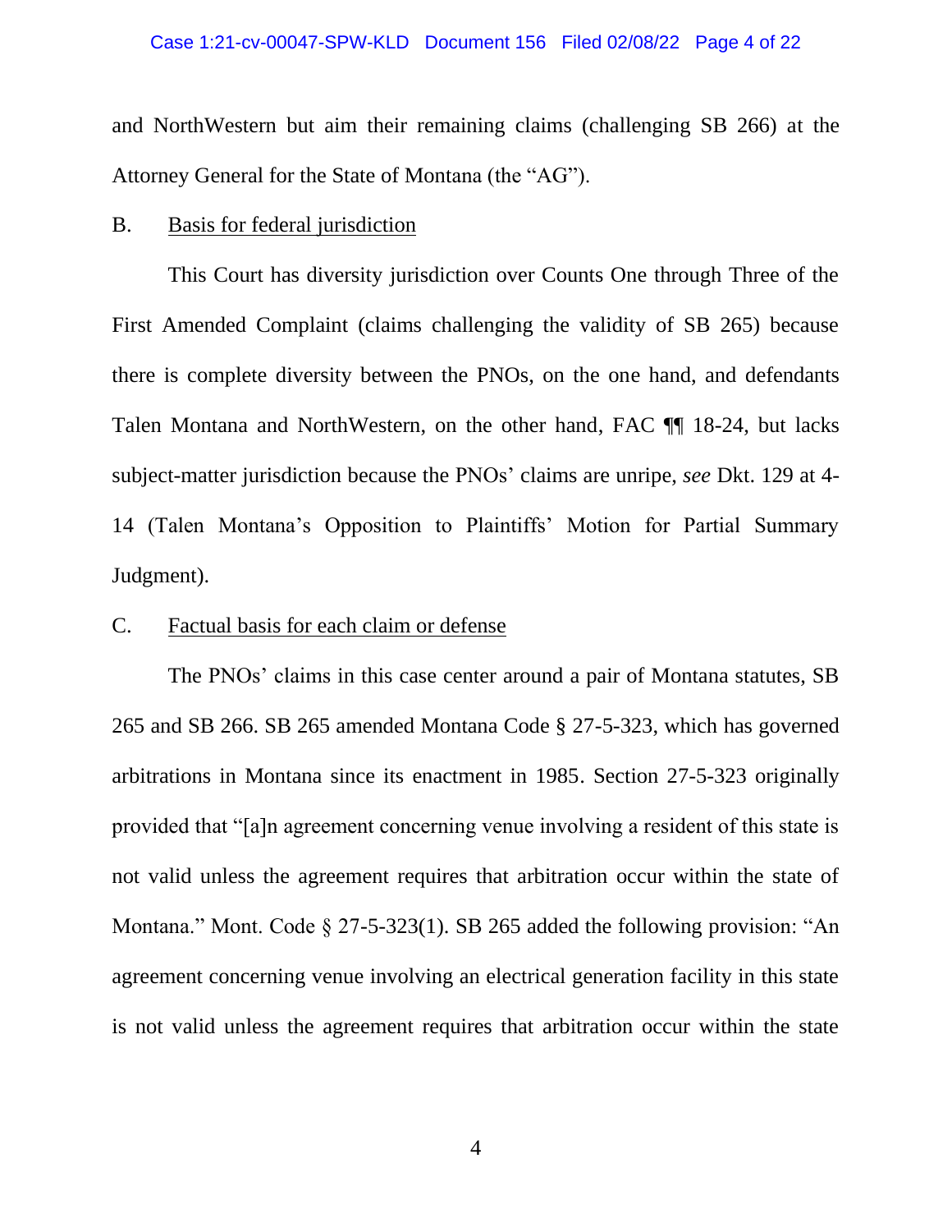and NorthWestern but aim their remaining claims (challenging SB 266) at the Attorney General for the State of Montana (the "AG").

B. Basis for federal jurisdiction

This Court has diversity jurisdiction over Counts One through Three of the First Amended Complaint (claims challenging the validity of SB 265) because there is complete diversity between the PNOs, on the one hand, and defendants Talen Montana and NorthWestern, on the other hand, FAC ¶¶ 18-24, but lacks subject-matter jurisdiction because the PNOs' claims are unripe, *see* Dkt. 129 at 4-14 (Talen Montana's Opposition to Plaintiffs' Motion for Partial Summary Judgment).

C. Factual basis for each claim or defense

The PNOs' claims in this case center around a pair of Montana statutes, SB 265 and SB 266. SB 265 amended Montana Code § 27-5-323, which has governed arbitrations in Montana since its enactment in 1985. Section 27-5-323 originally provided that "[a]n agreement concerning venue involving a resident of this state is not valid unless the agreement requires that arbitration occur within the state of Montana." Mont. Code § 27-5-323(1). SB 265 added the following provision: "An agreement concerning venue involving an electrical generation facility in this state is not valid unless the agreement requires that arbitration occur within the state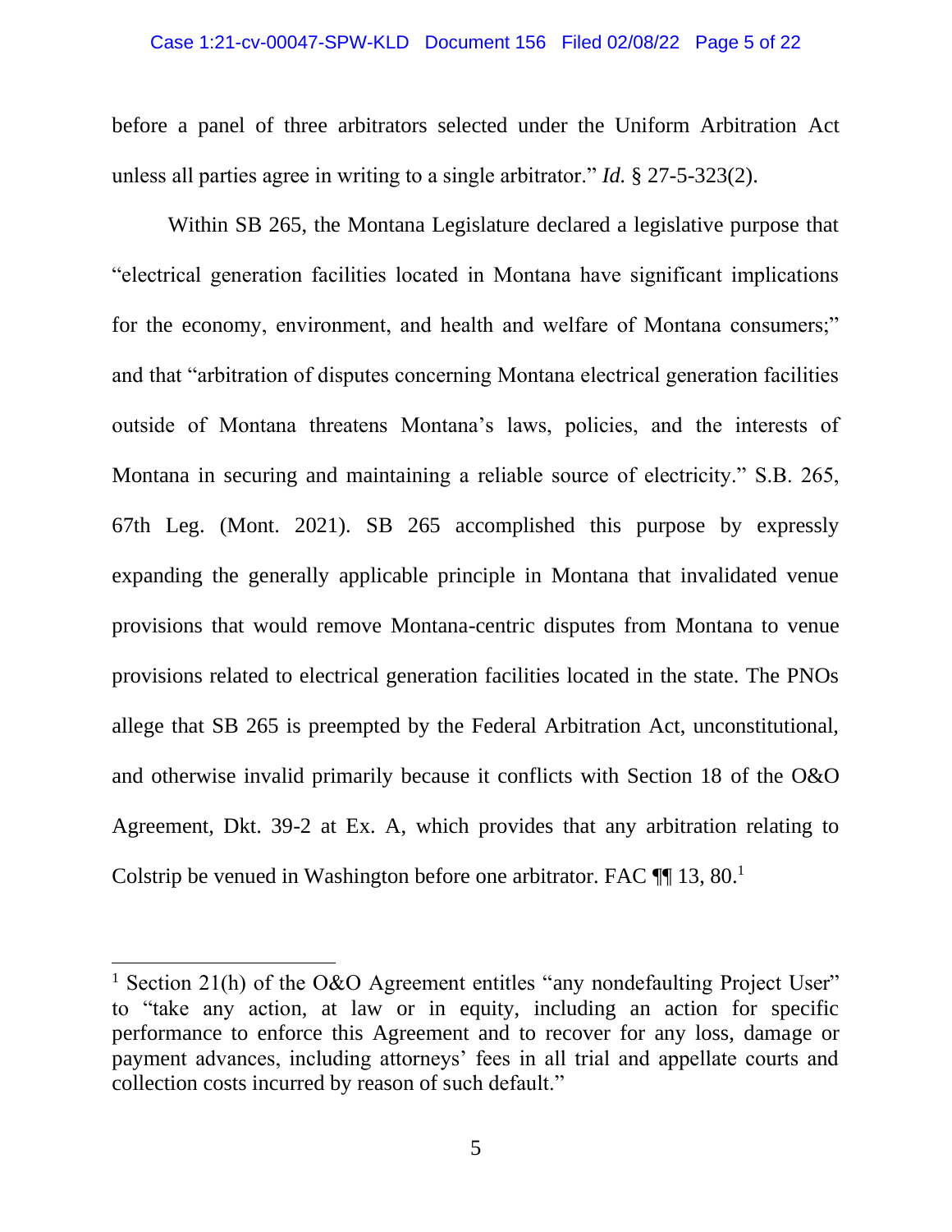before a panel of three arbitrators selected under the Uniform Arbitration Act unless all parties agree in writing to a single arbitrator." *Id.* § 27-5-323(2).

Within SB 265, the Montana Legislature declared a legislative purpose that "electrical generation facilities located in Montana have significant implications for the economy, environment, and health and welfare of Montana consumers;" and that "arbitration of disputes concerning Montana electrical generation facilities outside of Montana threatens Montana's laws, policies, and the interests of Montana in securing and maintaining a reliable source of electricity." S.B. 265, 67th Leg. (Mont. 2021). SB 265 accomplished this purpose by expressly expanding the generally applicable principle in Montana that invalidated venue provisions that would remove Montana-centric disputes from Montana to venue provisions related to electrical generation facilities located in the state. The PNOs allege that SB 265 is preempted by the Federal Arbitration Act, unconstitutional, and otherwise invalid primarily because it conflicts with Section 18 of the O&O Agreement, Dkt. 39-2 at Ex. A, which provides that any arbitration relating to Colstrip be venued in Washington before one arbitrator. FAC ¶¶ 13, 80.[1]

[1] Section 21(h) of the O&O Agreement entitles "any nondefaulting Project User" to "take any action, at law or in equity, including an action for specific performance to enforce this Agreement and to recover for any loss, damage or payment advances, including attorneys' fees in all trial and appellate courts and collection costs incurred by reason of such default."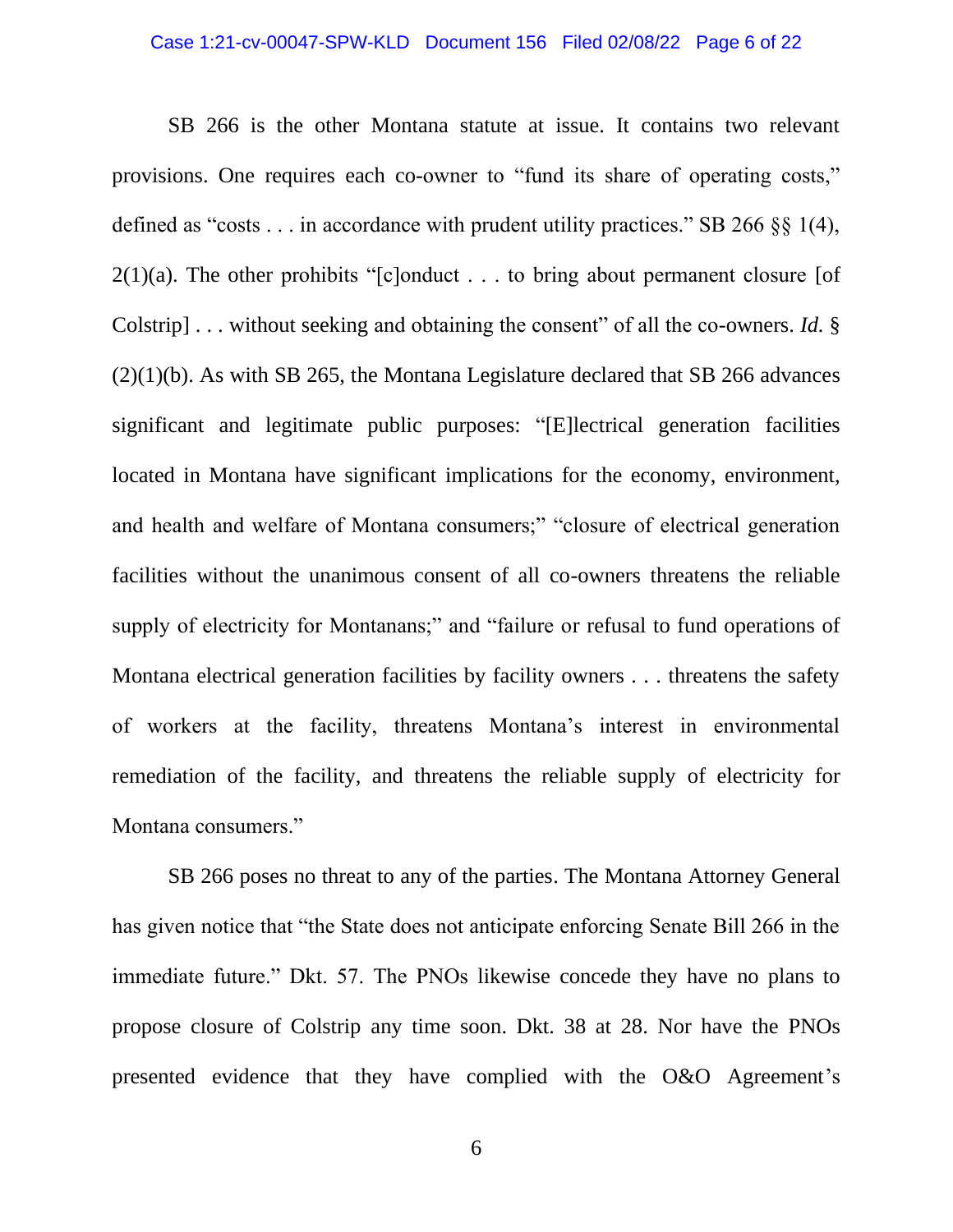SB 266 is the other Montana statute at issue. It contains two relevant provisions. One requires each co-owner to "fund its share of operating costs," defined as "costs . . . in accordance with prudent utility practices." SB 266 §§ 1(4), 2(1)(a). The other prohibits "[c]onduct . . . to bring about permanent closure [of Colstrip] . . . without seeking and obtaining the consent" of all the co-owners. *Id.* § (2)(1)(b). As with SB 265, the Montana Legislature declared that SB 266 advances significant and legitimate public purposes: "[E]lectrical generation facilities located in Montana have significant implications for the economy, environment, and health and welfare of Montana consumers;" "closure of electrical generation facilities without the unanimous consent of all co-owners threatens the reliable supply of electricity for Montanans;" and "failure or refusal to fund operations of Montana electrical generation facilities by facility owners . . . threatens the safety of workers at the facility, threatens Montana's interest in environmental remediation of the facility, and threatens the reliable supply of electricity for Montana consumers."

SB 266 poses no threat to any of the parties. The Montana Attorney General has given notice that "the State does not anticipate enforcing Senate Bill 266 in the immediate future." Dkt. 57. The PNOs likewise concede they have no plans to propose closure of Colstrip any time soon. Dkt. 38 at 28. Nor have the PNOs presented evidence that they have complied with the O&O Agreement's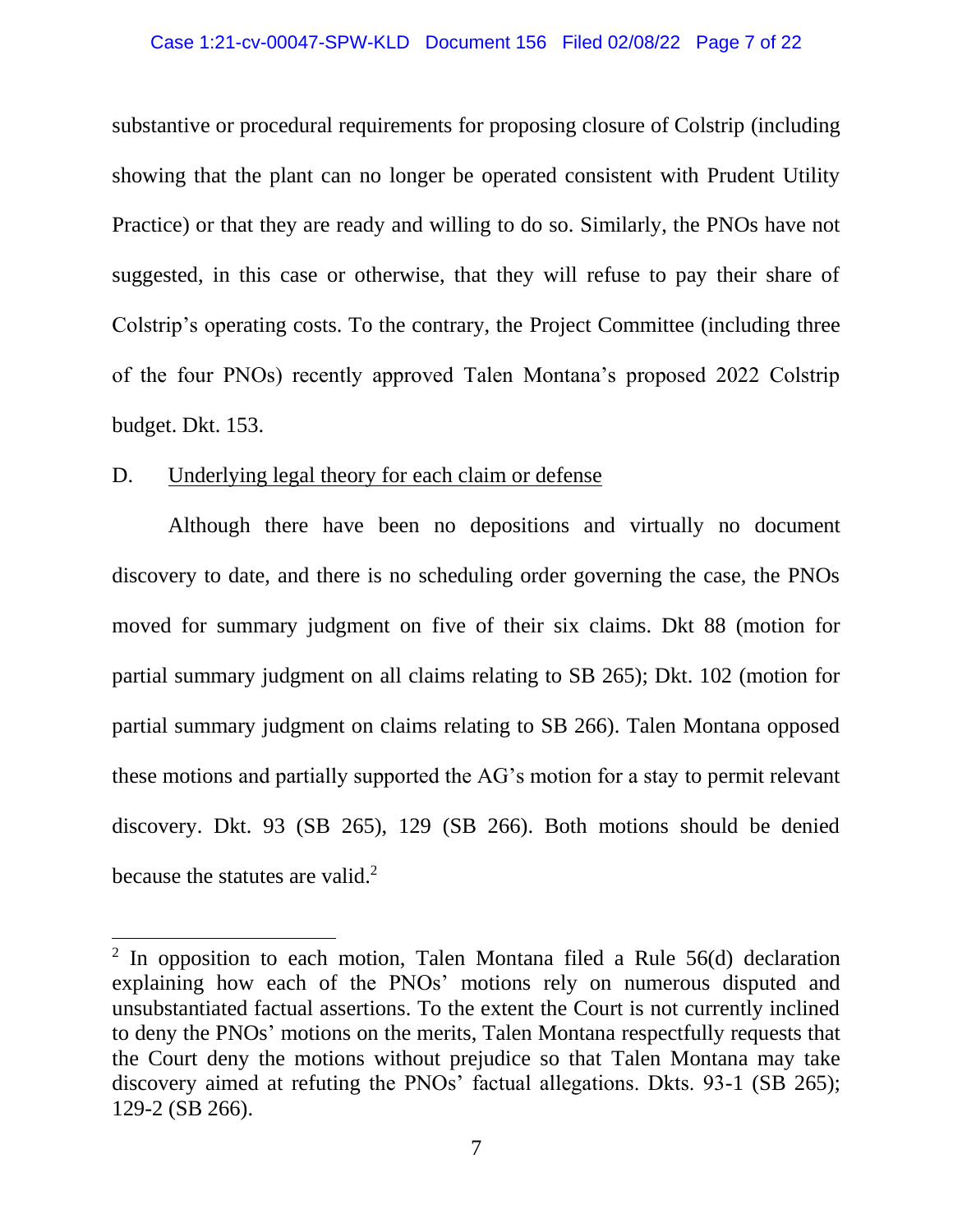substantive or procedural requirements for proposing closure of Colstrip (including showing that the plant can no longer be operated consistent with Prudent Utility Practice) or that they are ready and willing to do so. Similarly, the PNOs have not suggested, in this case or otherwise, that they will refuse to pay their share of Colstrip's operating costs. To the contrary, the Project Committee (including three of the four PNOs) recently approved Talen Montana's proposed 2022 Colstrip budget. Dkt. 153.

D. Underlying legal theory for each claim or defense

Although there have been no depositions and virtually no document discovery to date, and there is no scheduling order governing the case, the PNOs moved for summary judgment on five of their six claims. Dkt 88 (motion for partial summary judgment on all claims relating to SB 265); Dkt. 102 (motion for partial summary judgment on claims relating to SB 266). Talen Montana opposed these motions and partially supported the AG's motion for a stay to permit relevant discovery. Dkt. 93 (SB 265), 129 (SB 266). Both motions should be denied because the statutes are valid.[2]

[2] In opposition to each motion, Talen Montana filed a Rule 56(d) declaration explaining how each of the PNOs' motions rely on numerous disputed and unsubstantiated factual assertions. To the extent the Court is not currently inclined to deny the PNOs' motions on the merits, Talen Montana respectfully requests that the Court deny the motions without prejudice so that Talen Montana may take discovery aimed at refuting the PNOs' factual allegations. Dkts. 93-1 (SB 265); 129-2 (SB 266).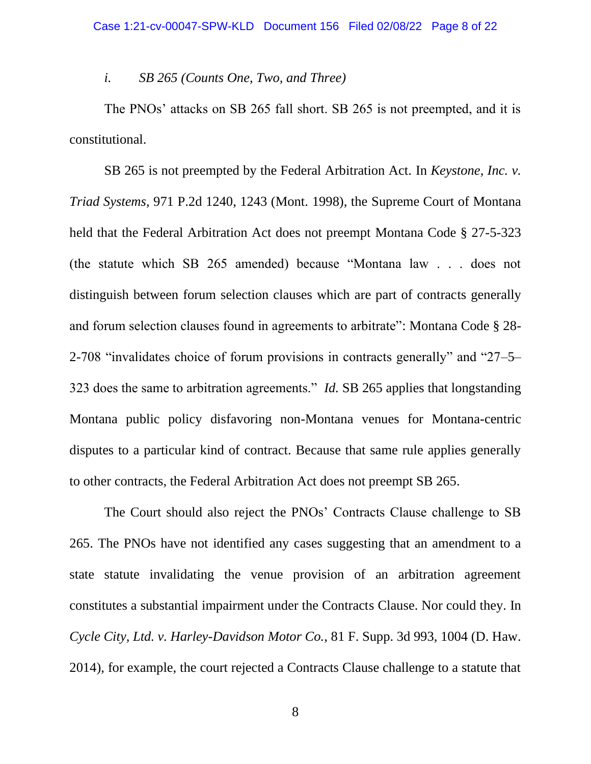### *i. SB 265 (Counts One, Two, and Three)*

The PNOs' attacks on SB 265 fall short. SB 265 is not preempted, and it is constitutional.

SB 265 is not preempted by the Federal Arbitration Act. In *Keystone, Inc. v. Triad Systems*, 971 P.2d 1240, 1243 (Mont. 1998), the Supreme Court of Montana held that the Federal Arbitration Act does not preempt Montana Code § 27-5-323 (the statute which SB 265 amended) because "Montana law . . . does not distinguish between forum selection clauses which are part of contracts generally and forum selection clauses found in agreements to arbitrate": Montana Code § 28-2-708 "invalidates choice of forum provisions in contracts generally" and "27–5–323 does the same to arbitration agreements." *Id.* SB 265 applies that longstanding Montana public policy disfavoring non-Montana venues for Montana-centric disputes to a particular kind of contract. Because that same rule applies generally to other contracts, the Federal Arbitration Act does not preempt SB 265.

The Court should also reject the PNOs' Contracts Clause challenge to SB 265. The PNOs have not identified any cases suggesting that an amendment to a state statute invalidating the venue provision of an arbitration agreement constitutes a substantial impairment under the Contracts Clause. Nor could they. In *Cycle City, Ltd. v. Harley-Davidson Motor Co.*, 81 F. Supp. 3d 993, 1004 (D. Haw. 2014), for example, the court rejected a Contracts Clause challenge to a statute that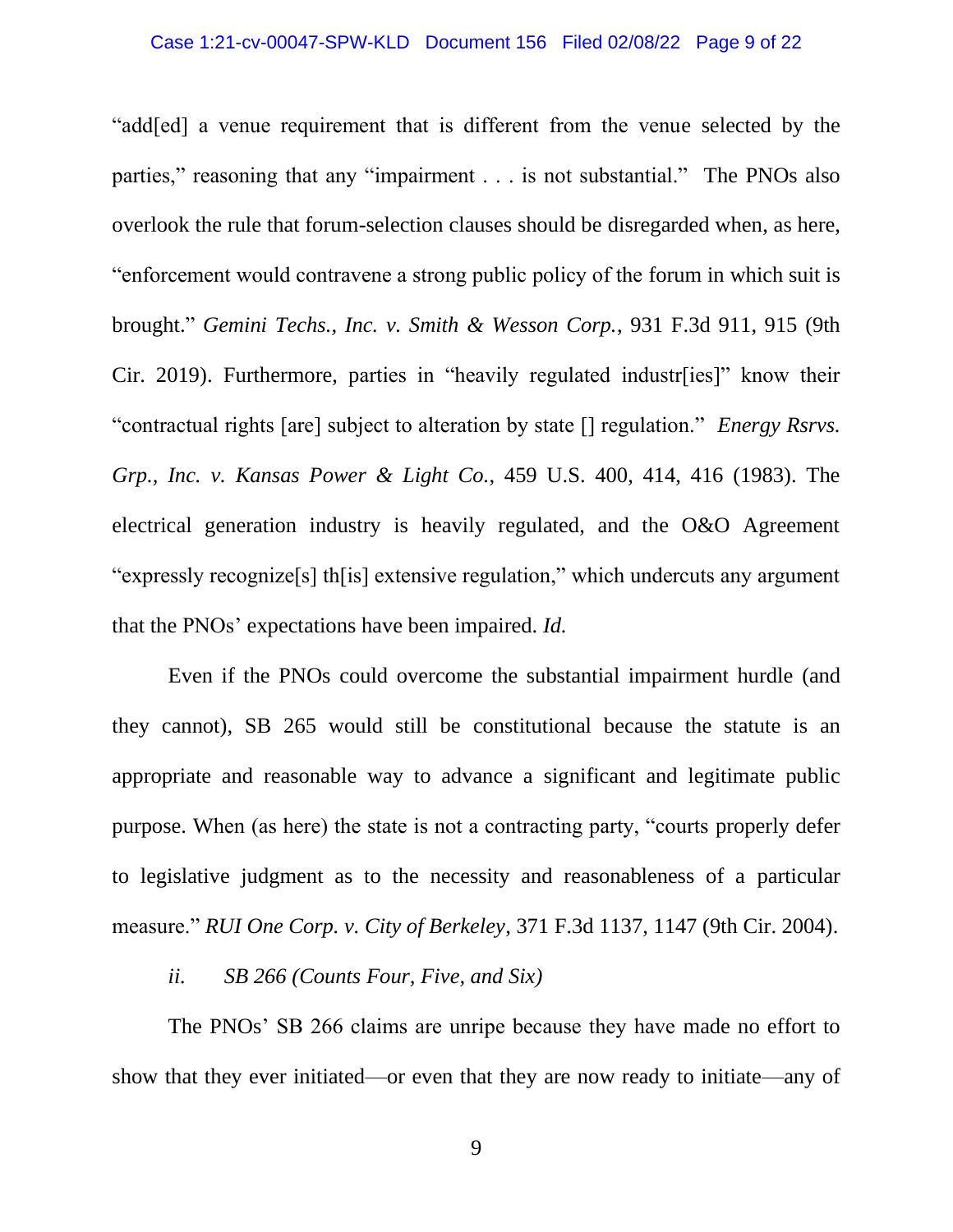"add[ed] a venue requirement that is different from the venue selected by the parties," reasoning that any "impairment . . . is not substantial." The PNOs also overlook the rule that forum-selection clauses should be disregarded when, as here, "enforcement would contravene a strong public policy of the forum in which suit is brought." *Gemini Techs., Inc. v. Smith & Wesson Corp.*, 931 F.3d 911, 915 (9th Cir. 2019). Furthermore, parties in "heavily regulated industr[ies]" know their "contractual rights [are] subject to alteration by state [] regulation." *Energy Rsrvs. Grp., Inc. v. Kansas Power & Light Co.*, 459 U.S. 400, 414, 416 (1983). The electrical generation industry is heavily regulated, and the O&O Agreement "expressly recognize[s] th[is] extensive regulation," which undercuts any argument that the PNOs' expectations have been impaired. *Id.*

Even if the PNOs could overcome the substantial impairment hurdle (and they cannot), SB 265 would still be constitutional because the statute is an appropriate and reasonable way to advance a significant and legitimate public purpose. When (as here) the state is not a contracting party, "courts properly defer to legislative judgment as to the necessity and reasonableness of a particular measure." *RUI One Corp. v. City of Berkeley*, 371 F.3d 1137, 1147 (9th Cir. 2004).

*ii. SB 266 (Counts Four, Five, and Six)*

The PNOs' SB 266 claims are unripe because they have made no effort to show that they ever initiated—or even that they are now ready to initiate—any of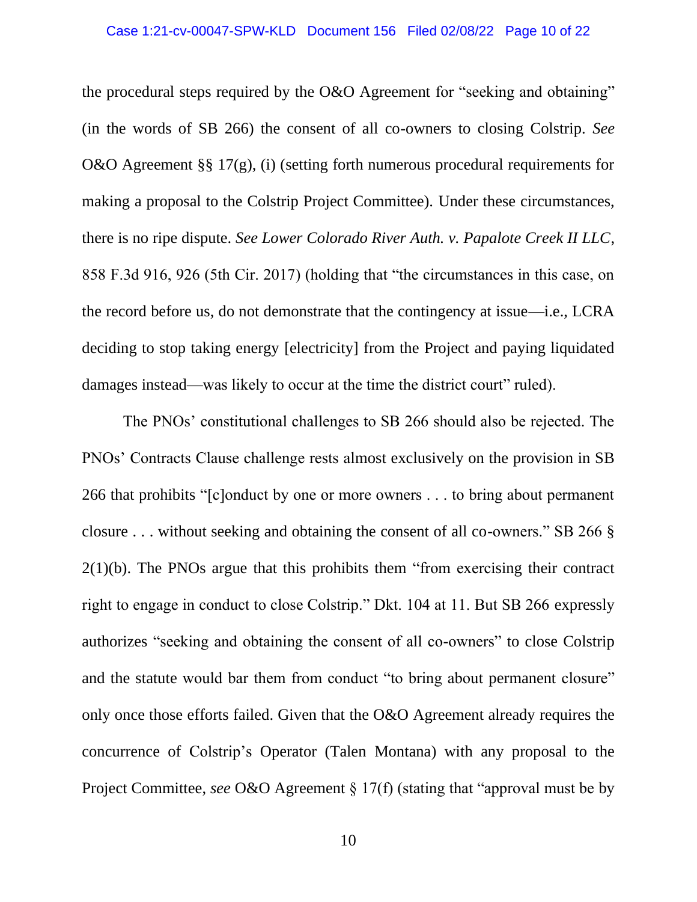the procedural steps required by the O&O Agreement for "seeking and obtaining" (in the words of SB 266) the consent of all co-owners to closing Colstrip. *See* O&O Agreement §§ 17(g), (i) (setting forth numerous procedural requirements for making a proposal to the Colstrip Project Committee). Under these circumstances, there is no ripe dispute. *See Lower Colorado River Auth. v. Papalote Creek II LLC*, 858 F.3d 916, 926 (5th Cir. 2017) (holding that "the circumstances in this case, on the record before us, do not demonstrate that the contingency at issue—i.e., LCRA deciding to stop taking energy [electricity] from the Project and paying liquidated damages instead—was likely to occur at the time the district court" ruled).

The PNOs' constitutional challenges to SB 266 should also be rejected. The PNOs' Contracts Clause challenge rests almost exclusively on the provision in SB 266 that prohibits "[c]onduct by one or more owners . . . to bring about permanent closure . . . without seeking and obtaining the consent of all co-owners." SB 266 § 2(1)(b). The PNOs argue that this prohibits them "from exercising their contract right to engage in conduct to close Colstrip." Dkt. 104 at 11. But SB 266 expressly authorizes "seeking and obtaining the consent of all co-owners" to close Colstrip and the statute would bar them from conduct "to bring about permanent closure" only once those efforts failed. Given that the O&O Agreement already requires the concurrence of Colstrip's Operator (Talen Montana) with any proposal to the Project Committee, *see* O&O Agreement § 17(f) (stating that "approval must be by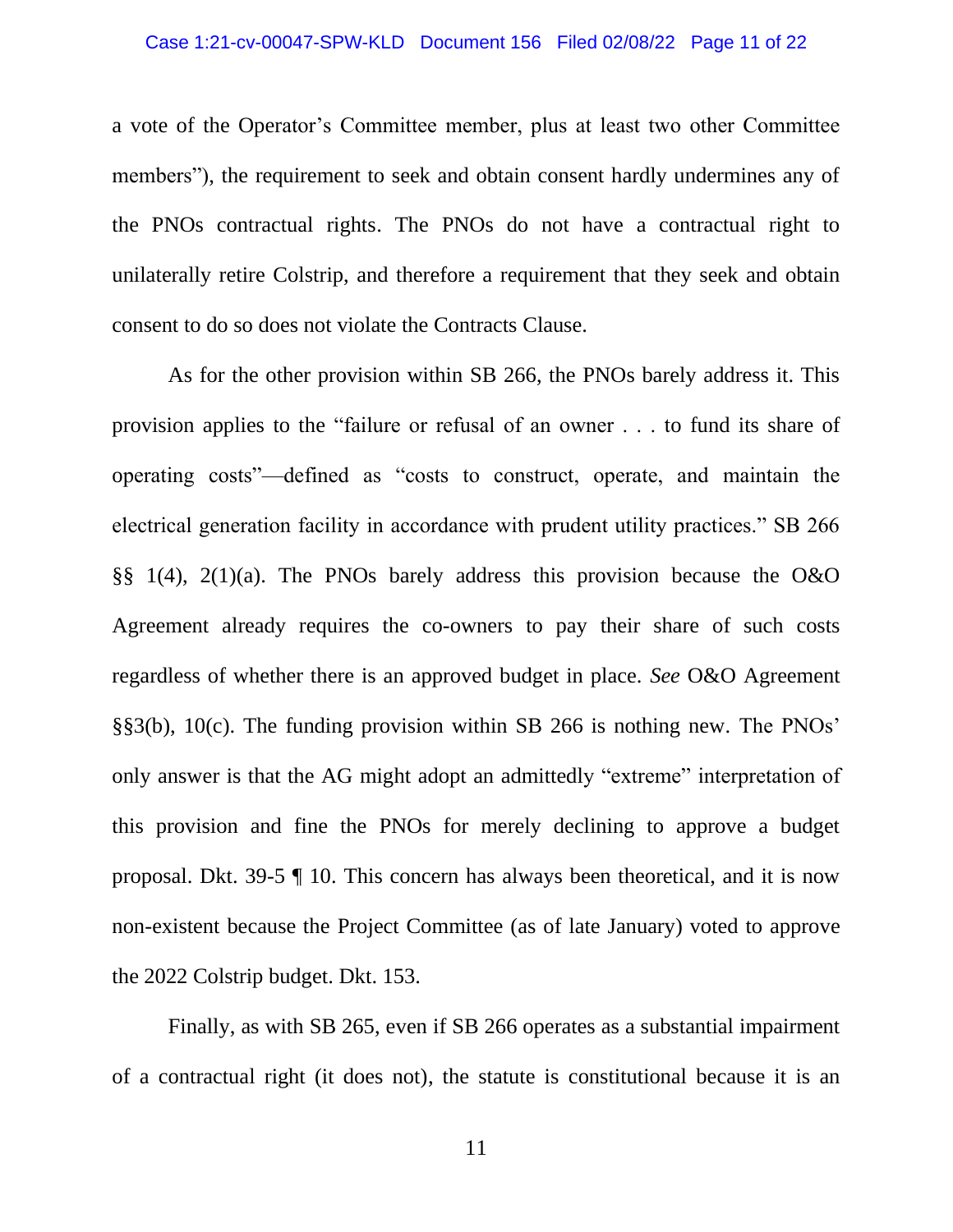a vote of the Operator's Committee member, plus at least two other Committee members"), the requirement to seek and obtain consent hardly undermines any of the PNOs contractual rights. The PNOs do not have a contractual right to unilaterally retire Colstrip, and therefore a requirement that they seek and obtain consent to do so does not violate the Contracts Clause.

As for the other provision within SB 266, the PNOs barely address it. This provision applies to the "failure or refusal of an owner . . . to fund its share of operating costs"—defined as "costs to construct, operate, and maintain the electrical generation facility in accordance with prudent utility practices." SB 266 §§ 1(4), 2(1)(a). The PNOs barely address this provision because the O&O Agreement already requires the co-owners to pay their share of such costs regardless of whether there is an approved budget in place. *See* O&O Agreement §§3(b), 10(c). The funding provision within SB 266 is nothing new. The PNOs' only answer is that the AG might adopt an admittedly "extreme" interpretation of this provision and fine the PNOs for merely declining to approve a budget proposal. Dkt. 39-5 ¶ 10. This concern has always been theoretical, and it is now non-existent because the Project Committee (as of late January) voted to approve the 2022 Colstrip budget. Dkt. 153.

Finally, as with SB 265, even if SB 266 operates as a substantial impairment of a contractual right (it does not), the statute is constitutional because it is an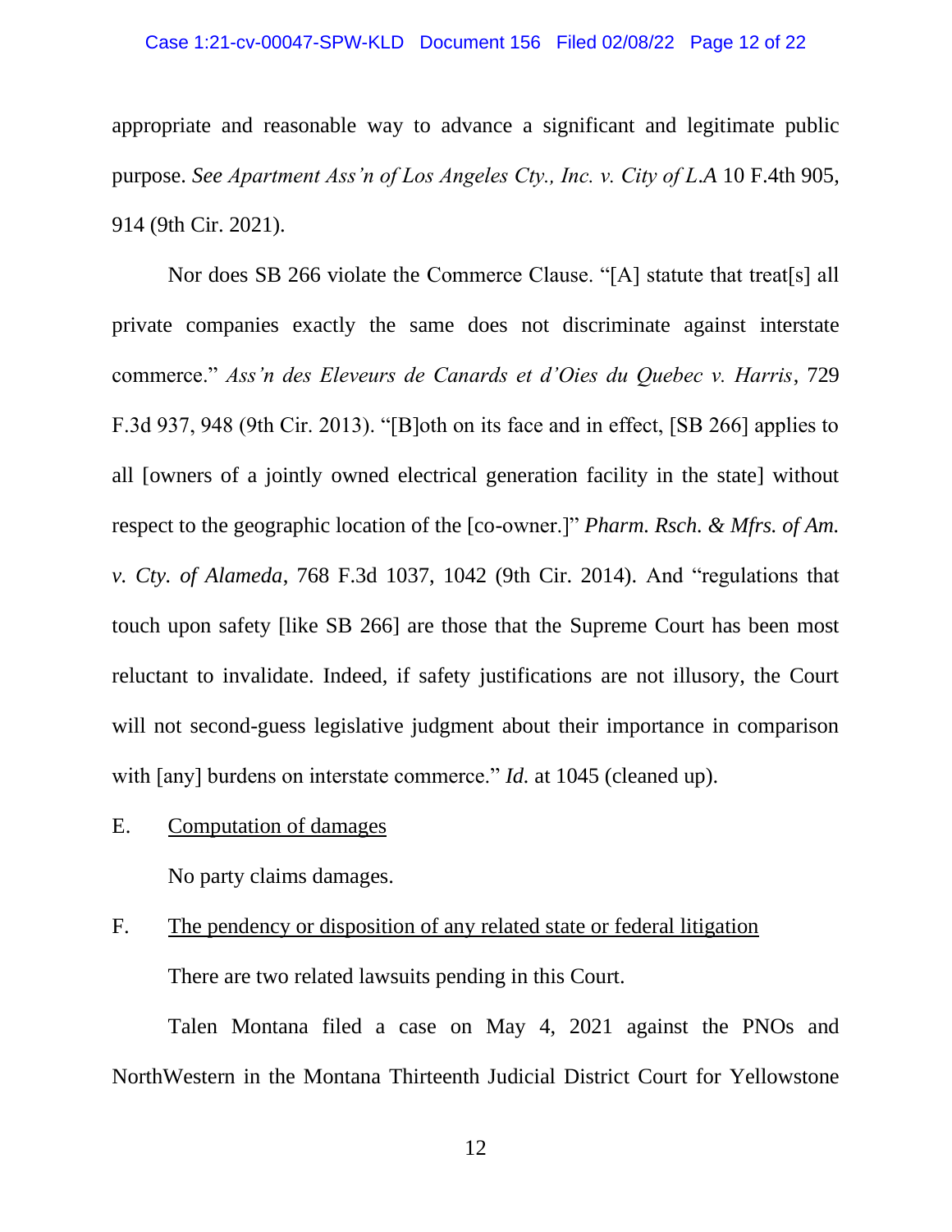appropriate and reasonable way to advance a significant and legitimate public purpose. *See Apartment Ass'n of Los Angeles Cty., Inc. v. City of L.A* 10 F.4th 905, 914 (9th Cir. 2021).

Nor does SB 266 violate the Commerce Clause. "[A] statute that treat[s] all private companies exactly the same does not discriminate against interstate commerce." *Ass'n des Eleveurs de Canards et d'Oies du Quebec v. Harris*, 729 F.3d 937, 948 (9th Cir. 2013). "[B]oth on its face and in effect, [SB 266] applies to all [owners of a jointly owned electrical generation facility in the state] without respect to the geographic location of the [co-owner.]" *Pharm. Rsch. & Mfrs. of Am. v. Cty. of Alameda*, 768 F.3d 1037, 1042 (9th Cir. 2014). And "regulations that touch upon safety [like SB 266] are those that the Supreme Court has been most reluctant to invalidate. Indeed, if safety justifications are not illusory, the Court will not second-guess legislative judgment about their importance in comparison with [any] burdens on interstate commerce." *Id.* at 1045 (cleaned up).

E. Computation of damages

No party claims damages.

F. The pendency or disposition of any related state or federal litigation

There are two related lawsuits pending in this Court.

Talen Montana filed a case on May 4, 2021 against the PNOs and NorthWestern in the Montana Thirteenth Judicial District Court for Yellowstone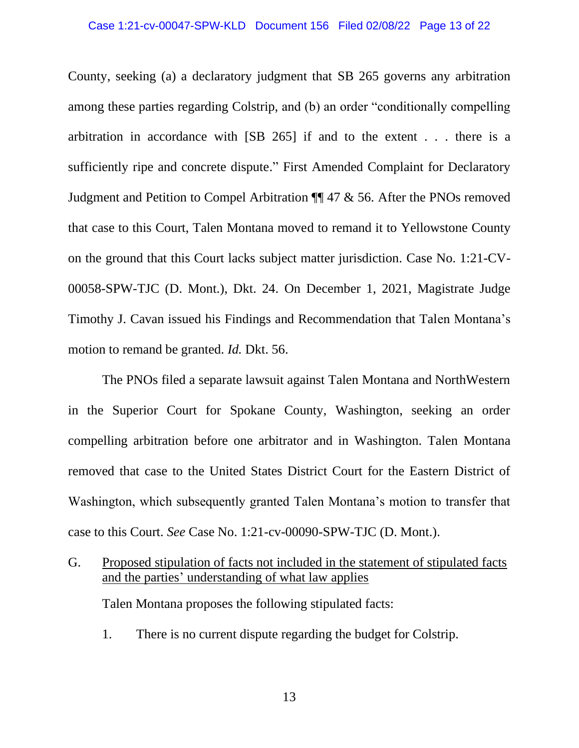County, seeking (a) a declaratory judgment that SB 265 governs any arbitration among these parties regarding Colstrip, and (b) an order "conditionally compelling arbitration in accordance with [SB 265] if and to the extent . . . there is a sufficiently ripe and concrete dispute." First Amended Complaint for Declaratory Judgment and Petition to Compel Arbitration ¶¶ 47 & 56. After the PNOs removed that case to this Court, Talen Montana moved to remand it to Yellowstone County on the ground that this Court lacks subject matter jurisdiction. Case No. 1:21-CV-00058-SPW-TJC (D. Mont.), Dkt. 24. On December 1, 2021, Magistrate Judge Timothy J. Cavan issued his Findings and Recommendation that Talen Montana's motion to remand be granted. *Id.* Dkt. 56.

The PNOs filed a separate lawsuit against Talen Montana and NorthWestern in the Superior Court for Spokane County, Washington, seeking an order compelling arbitration before one arbitrator and in Washington. Talen Montana removed that case to the United States District Court for the Eastern District of Washington, which subsequently granted Talen Montana's motion to transfer that case to this Court. *See* Case No. 1:21-cv-00090-SPW-TJC (D. Mont.).

G. Proposed stipulation of facts not included in the statement of stipulated facts and the parties' understanding of what law applies

Talen Montana proposes the following stipulated facts:

1. There is no current dispute regarding the budget for Colstrip.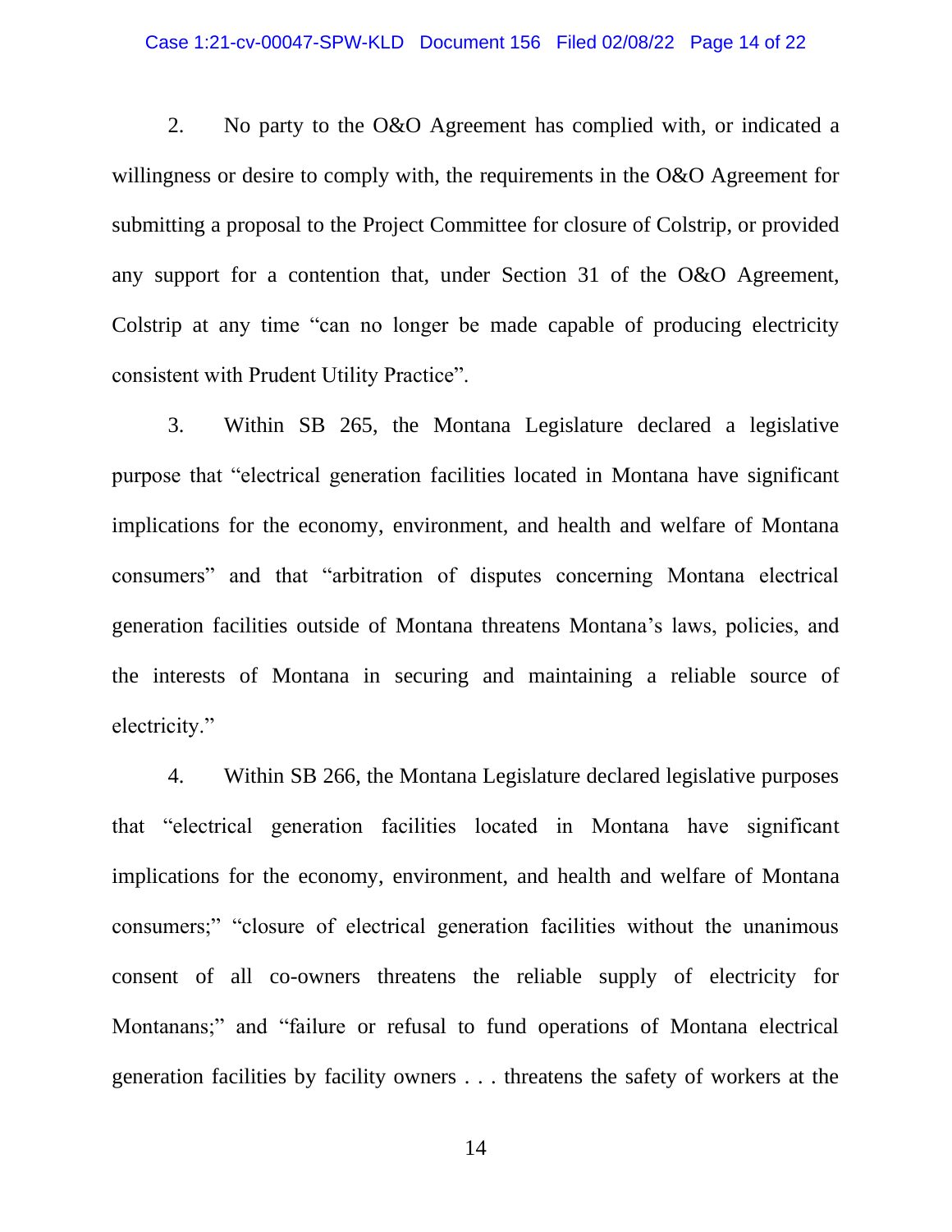2. No party to the O&O Agreement has complied with, or indicated a willingness or desire to comply with, the requirements in the O&O Agreement for submitting a proposal to the Project Committee for closure of Colstrip, or provided any support for a contention that, under Section 31 of the O&O Agreement, Colstrip at any time "can no longer be made capable of producing electricity consistent with Prudent Utility Practice".

3. Within SB 265, the Montana Legislature declared a legislative purpose that "electrical generation facilities located in Montana have significant implications for the economy, environment, and health and welfare of Montana consumers" and that "arbitration of disputes concerning Montana electrical generation facilities outside of Montana threatens Montana's laws, policies, and the interests of Montana in securing and maintaining a reliable source of electricity."

4. Within SB 266, the Montana Legislature declared legislative purposes that "electrical generation facilities located in Montana have significant implications for the economy, environment, and health and welfare of Montana consumers;" "closure of electrical generation facilities without the unanimous consent of all co-owners threatens the reliable supply of electricity for Montanans;" and "failure or refusal to fund operations of Montana electrical generation facilities by facility owners . . . threatens the safety of workers at the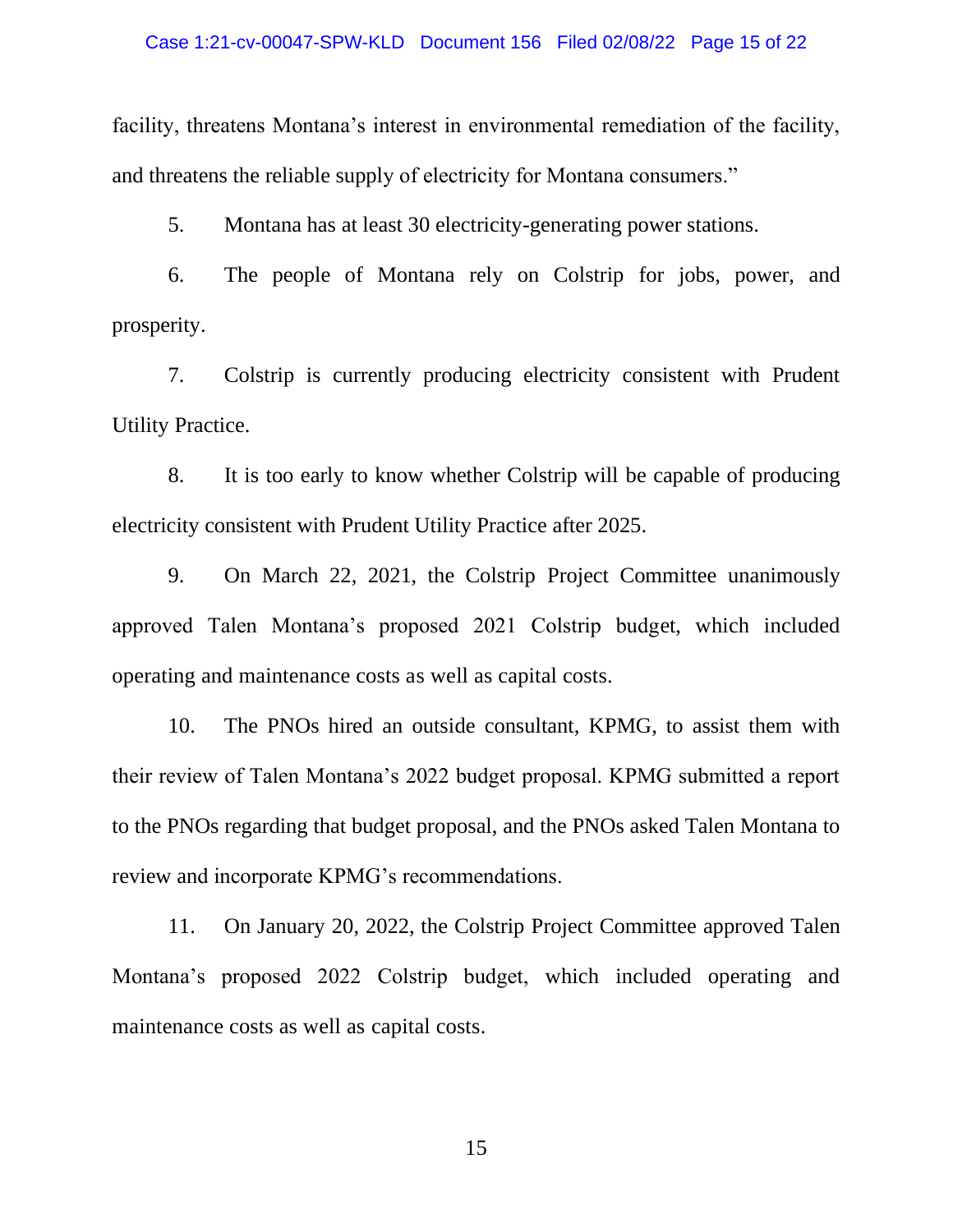facility, threatens Montana's interest in environmental remediation of the facility, and threatens the reliable supply of electricity for Montana consumers."

5. Montana has at least 30 electricity-generating power stations.

6. The people of Montana rely on Colstrip for jobs, power, and prosperity.

7. Colstrip is currently producing electricity consistent with Prudent Utility Practice.

8. It is too early to know whether Colstrip will be capable of producing electricity consistent with Prudent Utility Practice after 2025.

9. On March 22, 2021, the Colstrip Project Committee unanimously approved Talen Montana's proposed 2021 Colstrip budget, which included operating and maintenance costs as well as capital costs.

10. The PNOs hired an outside consultant, KPMG, to assist them with their review of Talen Montana's 2022 budget proposal. KPMG submitted a report to the PNOs regarding that budget proposal, and the PNOs asked Talen Montana to review and incorporate KPMG's recommendations.

11. On January 20, 2022, the Colstrip Project Committee approved Talen Montana's proposed 2022 Colstrip budget, which included operating and maintenance costs as well as capital costs.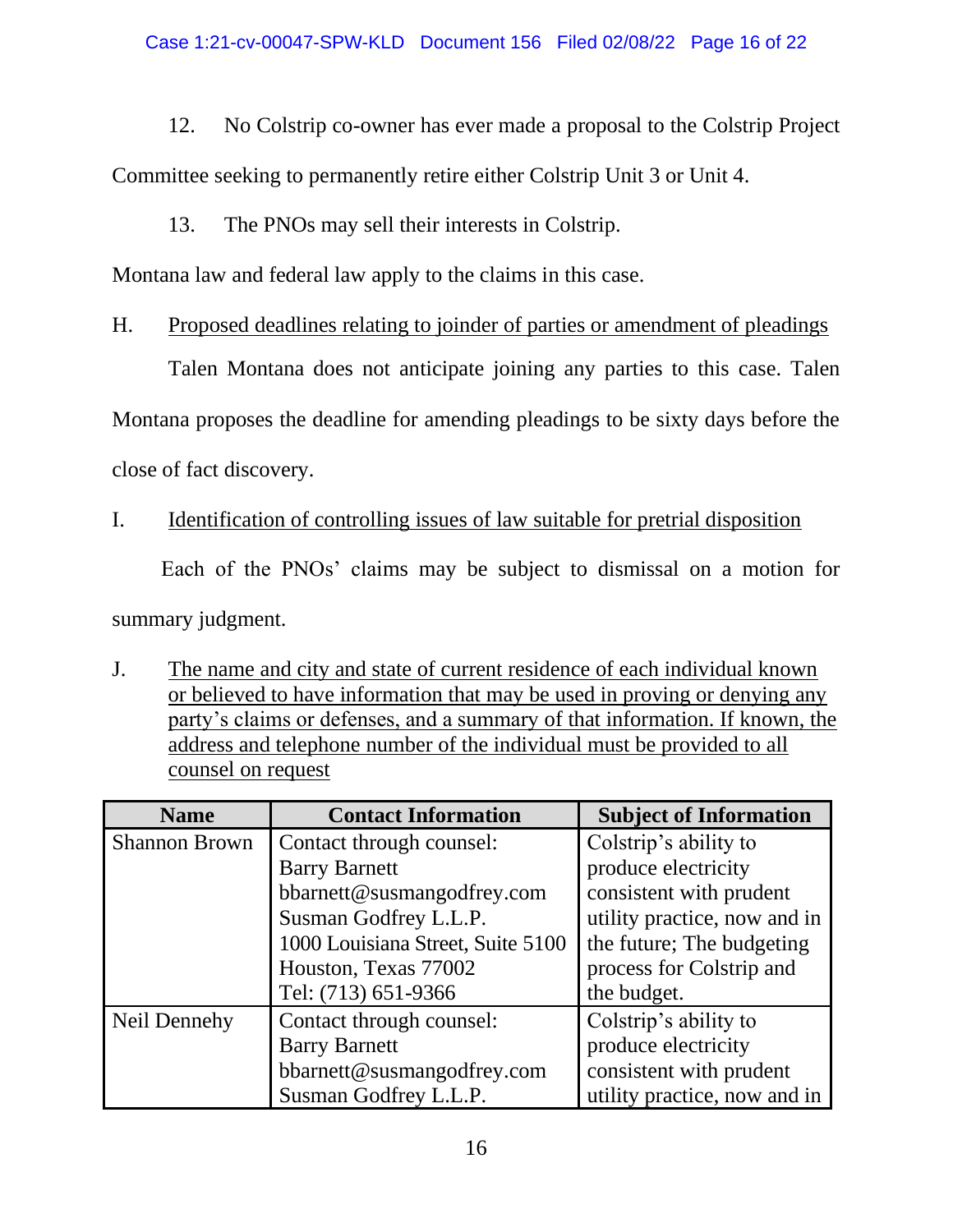12. No Colstrip co-owner has ever made a proposal to the Colstrip Project Committee seeking to permanently retire either Colstrip Unit 3 or Unit 4.

13. The PNOs may sell their interests in Colstrip.

Montana law and federal law apply to the claims in this case.

H. Proposed deadlines relating to joinder of parties or amendment of pleadings

Talen Montana does not anticipate joining any parties to this case. Talen Montana proposes the deadline for amending pleadings to be sixty days before the close of fact discovery.

I. Identification of controlling issues of law suitable for pretrial disposition

Each of the PNOs' claims may be subject to dismissal on a motion for summary judgment.

J. The name and city and state of current residence of each individual known or believed to have information that may be used in proving or denying any party's claims or defenses, and a summary of that information. If known, the address and telephone number of the individual must be provided to all counsel on request

| Name | Contact Information | Subject of Information |
|---|---|---|
| Shannon Brown | Contact through counsel:<br>Barry Barnett<br>bbarnett@susmangodfrey.com<br>Susman Godfrey L.L.P.<br>1000 Louisiana Street, Suite 5100<br>Houston, Texas 77002<br>Tel: (713) 651-9366 | Colstrip's ability to produce electricity consistent with prudent utility practice, now and in the future; The budgeting process for Colstrip and the budget. |
| Neil Dennehy | Contact through counsel:<br>Barry Barnett<br>bbarnett@susmangodfrey.com<br>Susman Godfrey L.L.P. | Colstrip's ability to produce electricity consistent with prudent utility practice, now and in |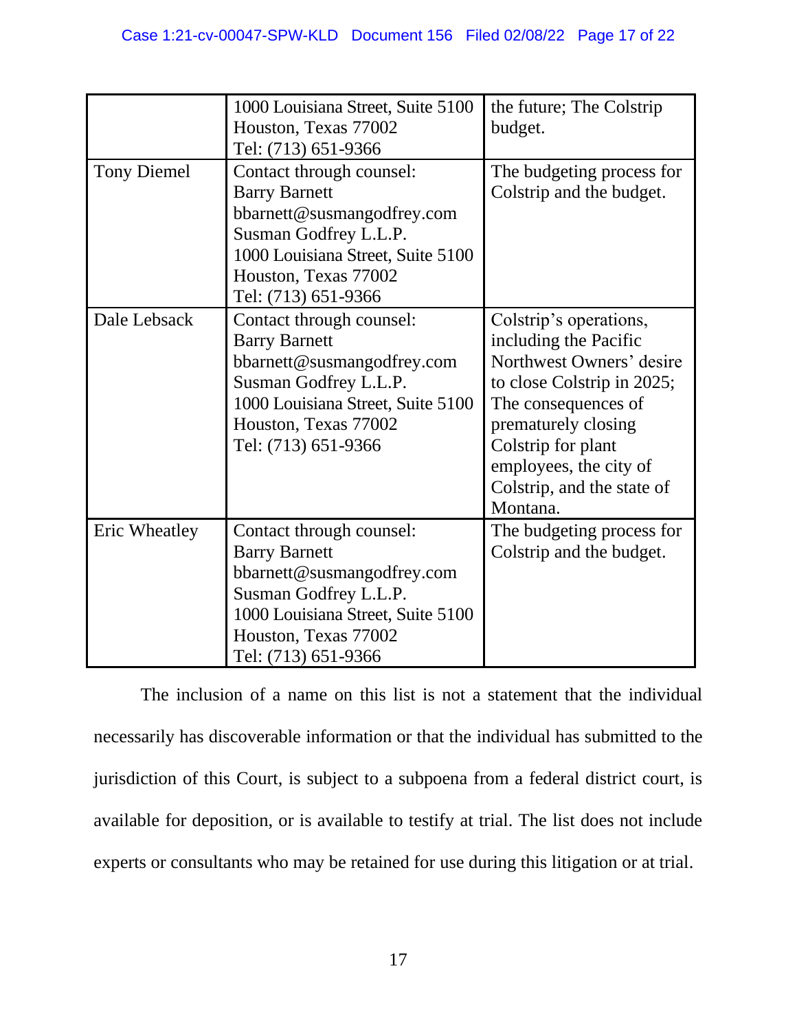| | | |
|---|---|---|
| | 1000 Louisiana Street, Suite 5100<br>Houston, Texas 77002<br>Tel: (713) 651-9366 | the future; The Colstrip budget. |
| Tony Diemel | Contact through counsel:<br>Barry Barnett<br>bbarnett@susmangodfrey.com<br>Susman Godfrey L.L.P.<br>1000 Louisiana Street, Suite 5100<br>Houston, Texas 77002<br>Tel: (713) 651-9366 | The budgeting process for Colstrip and the budget. |
| Dale Lebsack | Contact through counsel:<br>Barry Barnett<br>bbarnett@susmangodfrey.com<br>Susman Godfrey L.L.P.<br>1000 Louisiana Street, Suite 5100<br>Houston, Texas 77002<br>Tel: (713) 651-9366 | Colstrip's operations, including the Pacific Northwest Owners' desire to close Colstrip in 2025; The consequences of prematurely closing Colstrip for plant employees, the city of Colstrip, and the state of Montana. |
| Eric Wheatley | Contact through counsel:<br>Barry Barnett<br>bbarnett@susmangodfrey.com<br>Susman Godfrey L.L.P.<br>1000 Louisiana Street, Suite 5100<br>Houston, Texas 77002<br>Tel: (713) 651-9366 | The budgeting process for Colstrip and the budget. |

The inclusion of a name on this list is not a statement that the individual necessarily has discoverable information or that the individual has submitted to the jurisdiction of this Court, is subject to a subpoena from a federal district court, is available for deposition, or is available to testify at trial. The list does not include experts or consultants who may be retained for use during this litigation or at trial.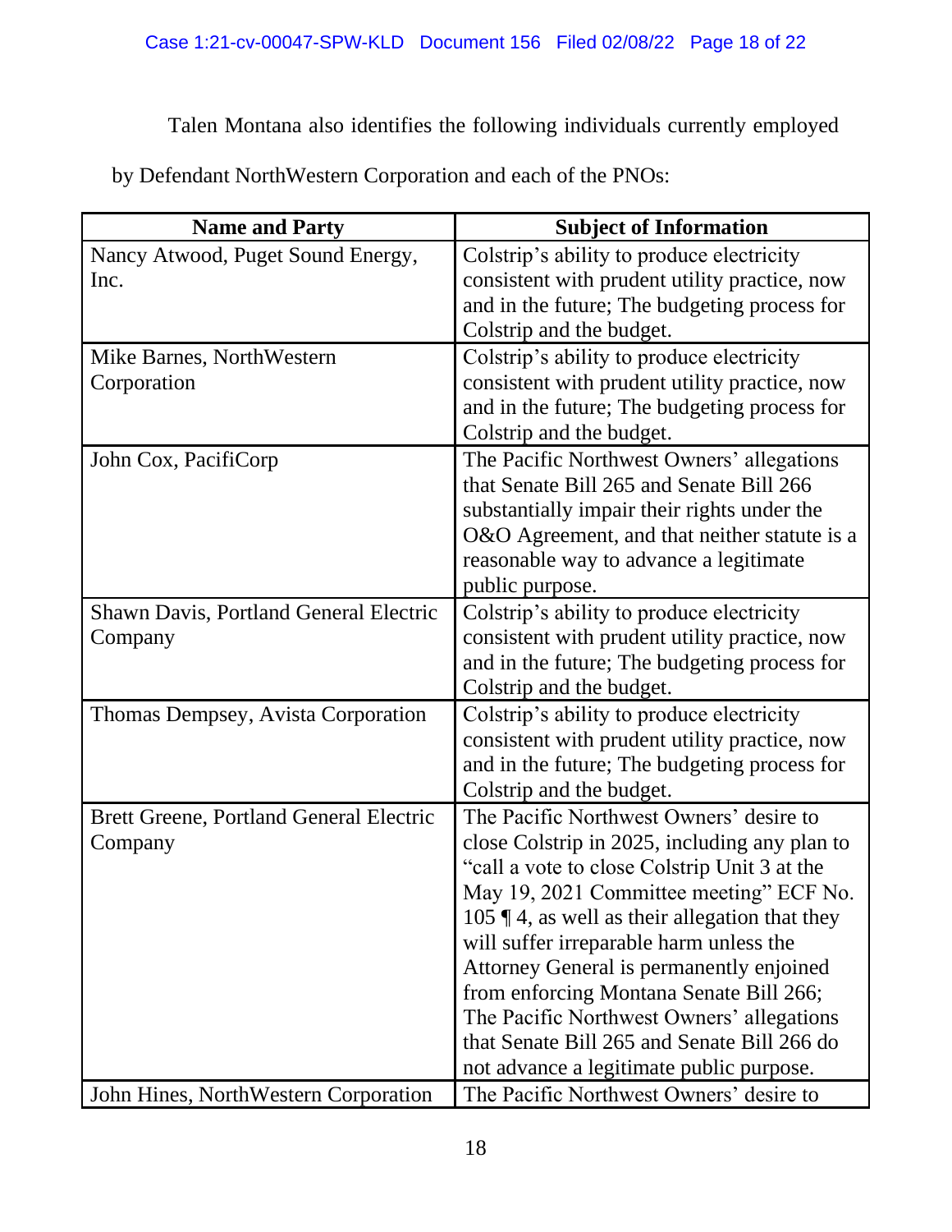Talen Montana also identifies the following individuals currently employed by Defendant NorthWestern Corporation and each of the PNOs:

| Name and Party | Subject of Information |
|---|---|
| Nancy Atwood, Puget Sound Energy, Inc. | Colstrip's ability to produce electricity consistent with prudent utility practice, now and in the future; The budgeting process for Colstrip and the budget. |
| Mike Barnes, NorthWestern Corporation | Colstrip's ability to produce electricity consistent with prudent utility practice, now and in the future; The budgeting process for Colstrip and the budget. |
| John Cox, PacifiCorp | The Pacific Northwest Owners' allegations that Senate Bill 265 and Senate Bill 266 substantially impair their rights under the O&O Agreement, and that neither statute is a reasonable way to advance a legitimate public purpose. |
| Shawn Davis, Portland General Electric Company | Colstrip's ability to produce electricity consistent with prudent utility practice, now and in the future; The budgeting process for Colstrip and the budget. |
| Thomas Dempsey, Avista Corporation | Colstrip's ability to produce electricity consistent with prudent utility practice, now and in the future; The budgeting process for Colstrip and the budget. |
| Brett Greene, Portland General Electric Company | The Pacific Northwest Owners' desire to close Colstrip in 2025, including any plan to "call a vote to close Colstrip Unit 3 at the May 19, 2021 Committee meeting" ECF No. 105 ¶ 4, as well as their allegation that they will suffer irreparable harm unless the Attorney General is permanently enjoined from enforcing Montana Senate Bill 266; The Pacific Northwest Owners' allegations that Senate Bill 265 and Senate Bill 266 do not advance a legitimate public purpose. |
| John Hines, NorthWestern Corporation | The Pacific Northwest Owners' desire to |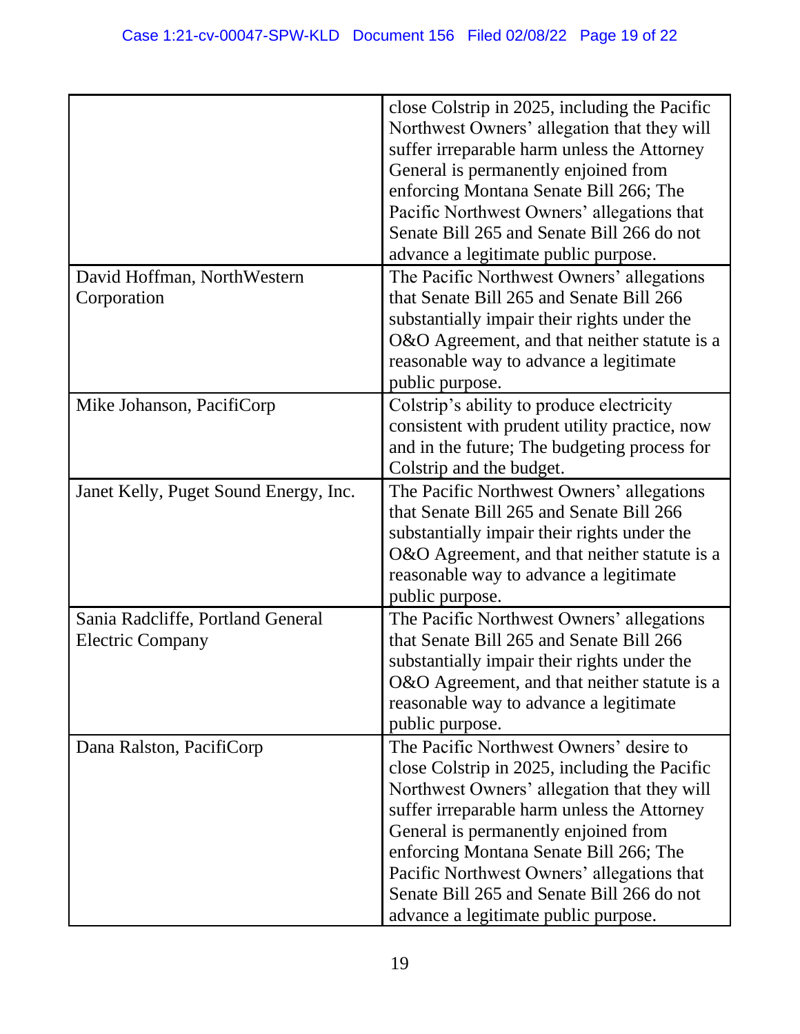| | |
|---|---|
| | close Colstrip in 2025, including the Pacific Northwest Owners' allegation that they will suffer irreparable harm unless the Attorney General is permanently enjoined from enforcing Montana Senate Bill 266; The Pacific Northwest Owners' allegations that Senate Bill 265 and Senate Bill 266 do not advance a legitimate public purpose. |
| David Hoffman, NorthWestern Corporation | The Pacific Northwest Owners' allegations that Senate Bill 265 and Senate Bill 266 substantially impair their rights under the O&O Agreement, and that neither statute is a reasonable way to advance a legitimate public purpose. |
| Mike Johanson, PacifiCorp | Colstrip's ability to produce electricity consistent with prudent utility practice, now and in the future; The budgeting process for Colstrip and the budget. |
| Janet Kelly, Puget Sound Energy, Inc. | The Pacific Northwest Owners' allegations that Senate Bill 265 and Senate Bill 266 substantially impair their rights under the O&O Agreement, and that neither statute is a reasonable way to advance a legitimate public purpose. |
| Sania Radcliffe, Portland General Electric Company | The Pacific Northwest Owners' allegations that Senate Bill 265 and Senate Bill 266 substantially impair their rights under the O&O Agreement, and that neither statute is a reasonable way to advance a legitimate public purpose. |
| Dana Ralston, PacifiCorp | The Pacific Northwest Owners' desire to close Colstrip in 2025, including the Pacific Northwest Owners' allegation that they will suffer irreparable harm unless the Attorney General is permanently enjoined from enforcing Montana Senate Bill 266; The Pacific Northwest Owners' allegations that Senate Bill 265 and Senate Bill 266 do not advance a legitimate public purpose. |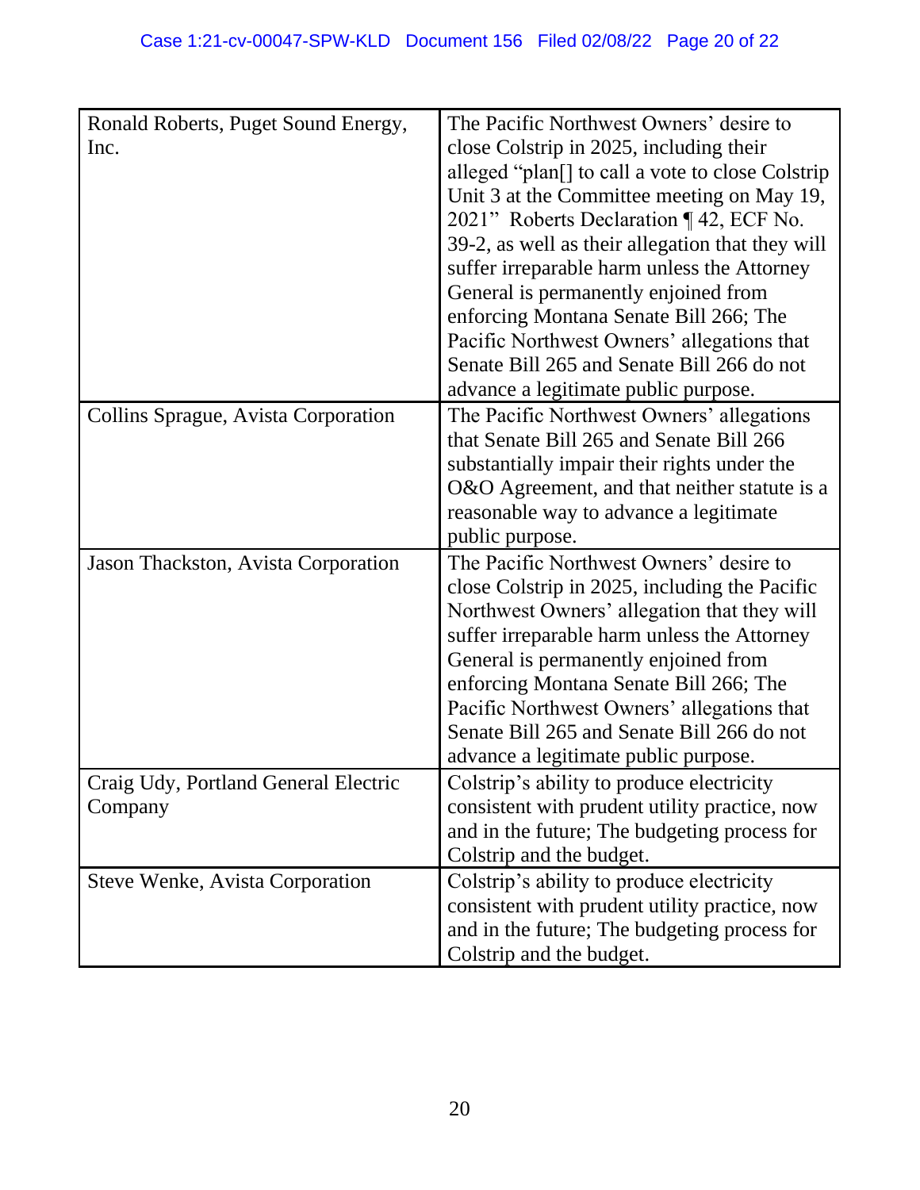| | |
|---|---|
| Ronald Roberts, Puget Sound Energy, Inc. | The Pacific Northwest Owners' desire to close Colstrip in 2025, including their alleged "plan[] to call a vote to close Colstrip Unit 3 at the Committee meeting on May 19, 2021" Roberts Declaration ¶ 42, ECF No. 39-2, as well as their allegation that they will suffer irreparable harm unless the Attorney General is permanently enjoined from enforcing Montana Senate Bill 266; The Pacific Northwest Owners' allegations that Senate Bill 265 and Senate Bill 266 do not advance a legitimate public purpose. |
| Collins Sprague, Avista Corporation | The Pacific Northwest Owners' allegations that Senate Bill 265 and Senate Bill 266 substantially impair their rights under the O&O Agreement, and that neither statute is a reasonable way to advance a legitimate public purpose. |
| Jason Thackston, Avista Corporation | The Pacific Northwest Owners' desire to close Colstrip in 2025, including the Pacific Northwest Owners' allegation that they will suffer irreparable harm unless the Attorney General is permanently enjoined from enforcing Montana Senate Bill 266; The Pacific Northwest Owners' allegations that Senate Bill 265 and Senate Bill 266 do not advance a legitimate public purpose. |
| Craig Udy, Portland General Electric Company | Colstrip's ability to produce electricity consistent with prudent utility practice, now and in the future; The budgeting process for Colstrip and the budget. |
| Steve Wenke, Avista Corporation | Colstrip's ability to produce electricity consistent with prudent utility practice, now and in the future; The budgeting process for Colstrip and the budget. |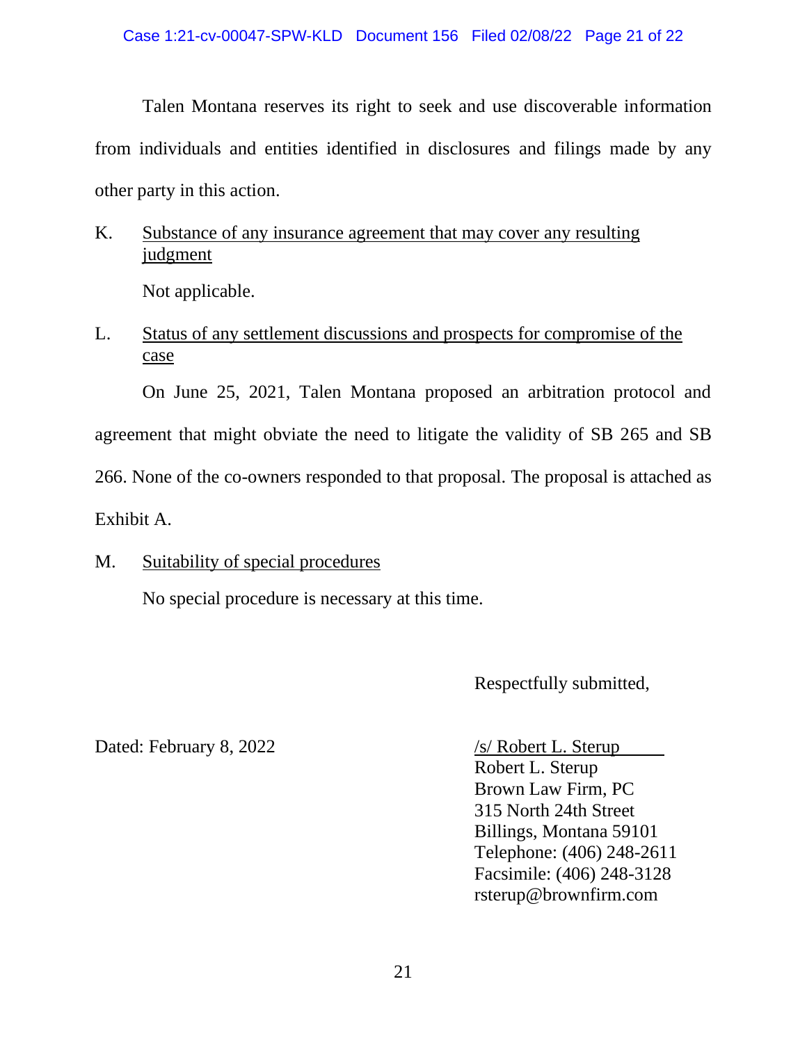Talen Montana reserves its right to seek and use discoverable information from individuals and entities identified in disclosures and filings made by any other party in this action.

K. Substance of any insurance agreement that may cover any resulting judgment

Not applicable.

L. Status of any settlement discussions and prospects for compromise of the case

On June 25, 2021, Talen Montana proposed an arbitration protocol and agreement that might obviate the need to litigate the validity of SB 265 and SB 266. None of the co-owners responded to that proposal. The proposal is attached as Exhibit A.

M. Suitability of special procedures

No special procedure is necessary at this time.

Respectfully submitted,

Dated: February 8, 2022

/s/ Robert L. Sterup
Robert L. Sterup
Brown Law Firm, PC
315 North 24th Street
Billings, Montana 59101
Telephone: (406) 248-2611
Facsimile: (406) 248-3128
rsterup@brownfirm.com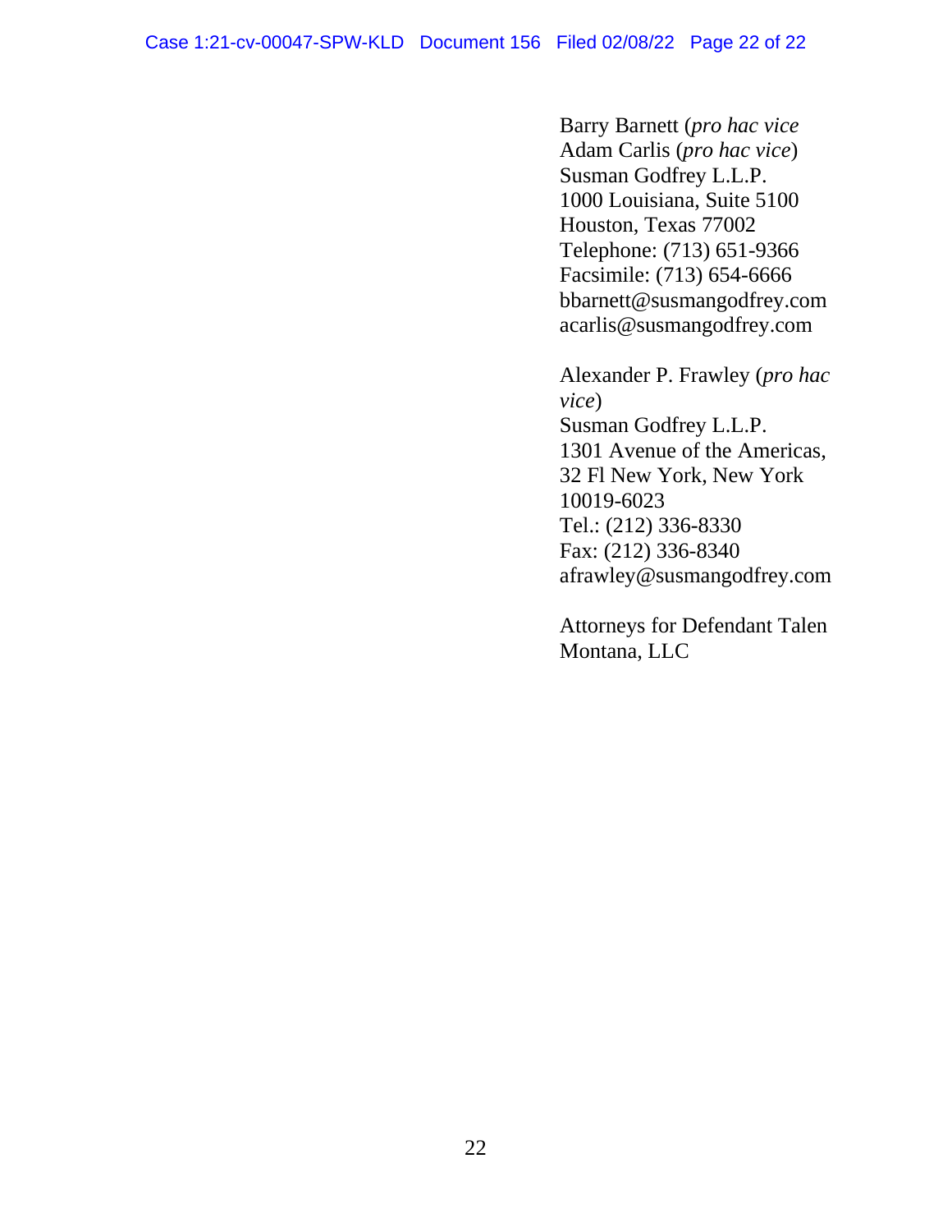Barry Barnett (*pro hac vice*
Adam Carlis (*pro hac vice*)
Susman Godfrey L.L.P.
1000 Louisiana, Suite 5100
Houston, Texas 77002
Telephone: (713) 651-9366
Facsimile: (713) 654-6666
bbarnett@susmangodfrey.com
acarlis@susmangodfrey.com

Alexander P. Frawley (*pro hac vice*)
Susman Godfrey L.L.P.
1301 Avenue of the Americas,
32 Fl New York, New York
10019-6023
Tel.: (212) 336-8330
Fax: (212) 336-8340
afrawley@susmangodfrey.com

Attorneys for Defendant Talen Montana, LLC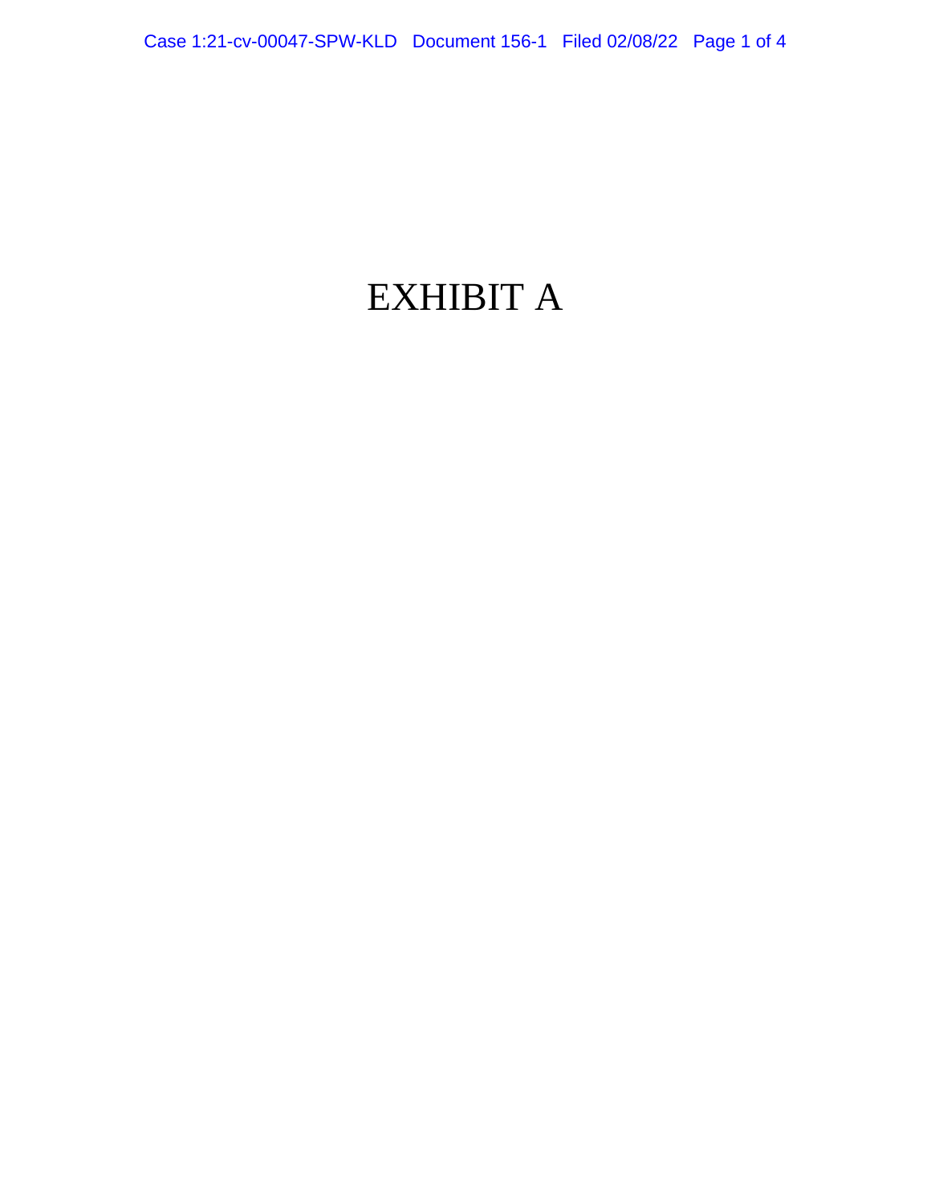# EXHIBIT A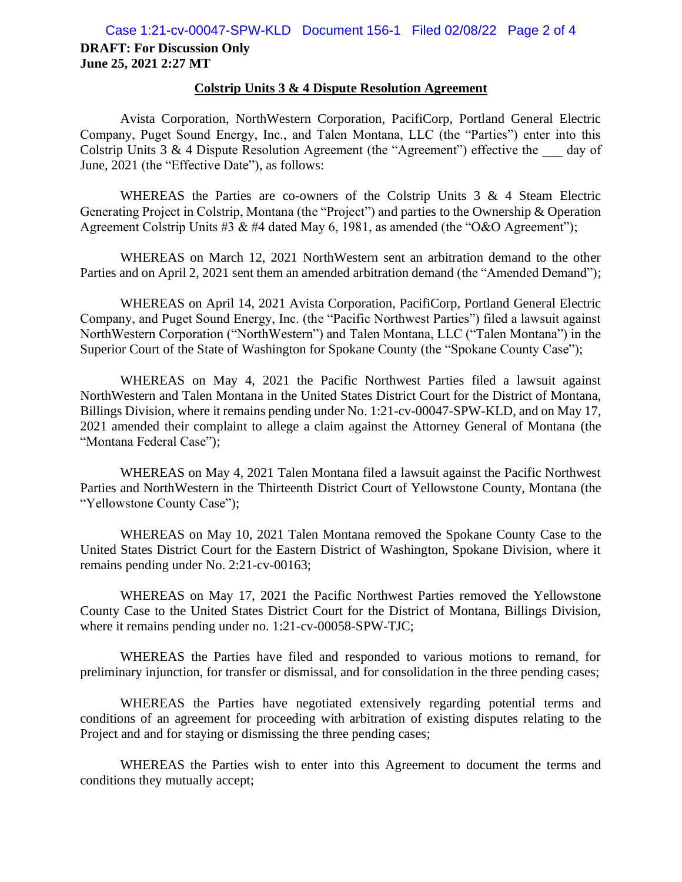**DRAFT: For Discussion Only**
**June 25, 2021 2:27 MT**

**Colstrip Units 3 & 4 Dispute Resolution Agreement**

Avista Corporation, NorthWestern Corporation, PacifiCorp, Portland General Electric Company, Puget Sound Energy, Inc., and Talen Montana, LLC (the "Parties") enter into this Colstrip Units 3 & 4 Dispute Resolution Agreement (the "Agreement") effective the ___ day of June, 2021 (the "Effective Date"), as follows:

WHEREAS the Parties are co-owners of the Colstrip Units 3 & 4 Steam Electric Generating Project in Colstrip, Montana (the "Project") and parties to the Ownership & Operation Agreement Colstrip Units #3 & #4 dated May 6, 1981, as amended (the "O&O Agreement");

WHEREAS on March 12, 2021 NorthWestern sent an arbitration demand to the other Parties and on April 2, 2021 sent them an amended arbitration demand (the "Amended Demand");

WHEREAS on April 14, 2021 Avista Corporation, PacifiCorp, Portland General Electric Company, and Puget Sound Energy, Inc. (the "Pacific Northwest Parties") filed a lawsuit against NorthWestern Corporation ("NorthWestern") and Talen Montana, LLC ("Talen Montana") in the Superior Court of the State of Washington for Spokane County (the "Spokane County Case");

WHEREAS on May 4, 2021 the Pacific Northwest Parties filed a lawsuit against NorthWestern and Talen Montana in the United States District Court for the District of Montana, Billings Division, where it remains pending under No. 1:21-cv-00047-SPW-KLD, and on May 17, 2021 amended their complaint to allege a claim against the Attorney General of Montana (the "Montana Federal Case");

WHEREAS on May 4, 2021 Talen Montana filed a lawsuit against the Pacific Northwest Parties and NorthWestern in the Thirteenth District Court of Yellowstone County, Montana (the "Yellowstone County Case");

WHEREAS on May 10, 2021 Talen Montana removed the Spokane County Case to the United States District Court for the Eastern District of Washington, Spokane Division, where it remains pending under No. 2:21-cv-00163;

WHEREAS on May 17, 2021 the Pacific Northwest Parties removed the Yellowstone County Case to the United States District Court for the District of Montana, Billings Division, where it remains pending under no. 1:21-cv-00058-SPW-TJC;

WHEREAS the Parties have filed and responded to various motions to remand, for preliminary injunction, for transfer or dismissal, and for consolidation in the three pending cases;

WHEREAS the Parties have negotiated extensively regarding potential terms and conditions of an agreement for proceeding with arbitration of existing disputes relating to the Project and and for staying or dismissing the three pending cases;

WHEREAS the Parties wish to enter into this Agreement to document the terms and conditions they mutually accept;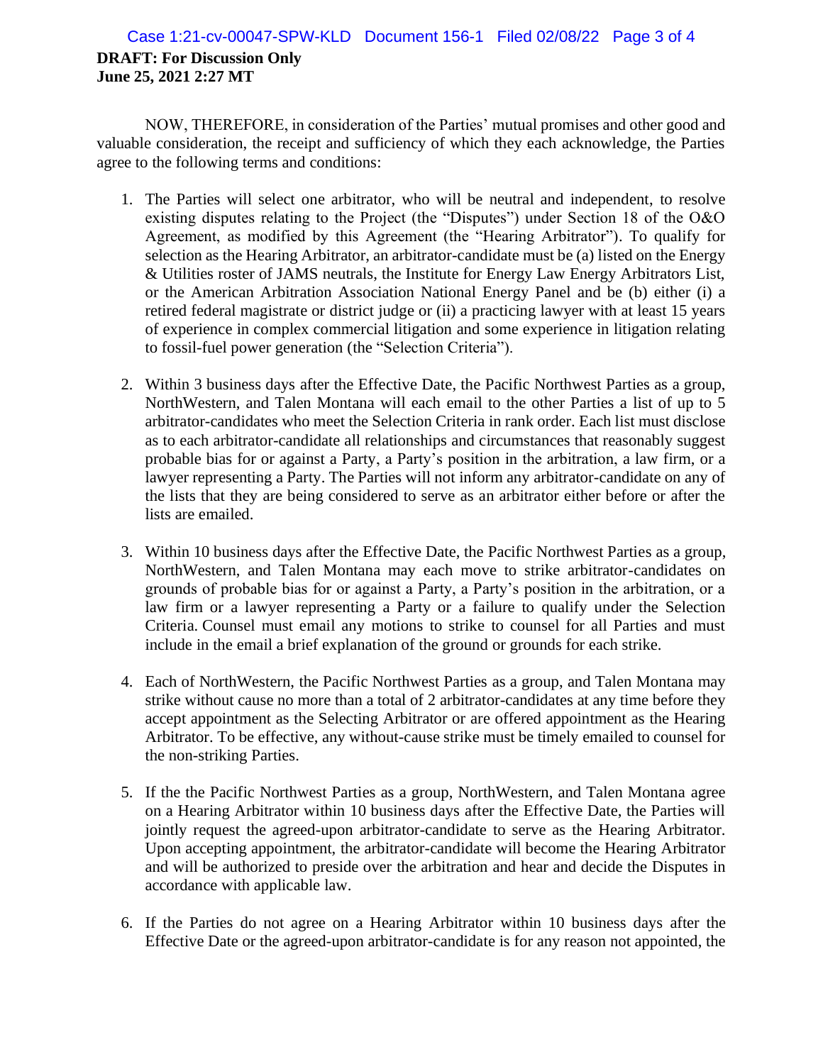**DRAFT: For Discussion Only**
**June 25, 2021 2:27 MT**

NOW, THEREFORE, in consideration of the Parties' mutual promises and other good and valuable consideration, the receipt and sufficiency of which they each acknowledge, the Parties agree to the following terms and conditions:

1. The Parties will select one arbitrator, who will be neutral and independent, to resolve existing disputes relating to the Project (the "Disputes") under Section 18 of the O&O Agreement, as modified by this Agreement (the "Hearing Arbitrator"). To qualify for selection as the Hearing Arbitrator, an arbitrator-candidate must be (a) listed on the Energy & Utilities roster of JAMS neutrals, the Institute for Energy Law Energy Arbitrators List, or the American Arbitration Association National Energy Panel and be (b) either (i) a retired federal magistrate or district judge or (ii) a practicing lawyer with at least 15 years of experience in complex commercial litigation and some experience in litigation relating to fossil-fuel power generation (the "Selection Criteria").

2. Within 3 business days after the Effective Date, the Pacific Northwest Parties as a group, NorthWestern, and Talen Montana will each email to the other Parties a list of up to 5 arbitrator-candidates who meet the Selection Criteria in rank order. Each list must disclose as to each arbitrator-candidate all relationships and circumstances that reasonably suggest probable bias for or against a Party, a Party's position in the arbitration, a law firm, or a lawyer representing a Party. The Parties will not inform any arbitrator-candidate on any of the lists that they are being considered to serve as an arbitrator either before or after the lists are emailed.

3. Within 10 business days after the Effective Date, the Pacific Northwest Parties as a group, NorthWestern, and Talen Montana may each move to strike arbitrator-candidates on grounds of probable bias for or against a Party, a Party's position in the arbitration, or a law firm or a lawyer representing a Party or a failure to qualify under the Selection Criteria. Counsel must email any motions to strike to counsel for all Parties and must include in the email a brief explanation of the ground or grounds for each strike.

4. Each of NorthWestern, the Pacific Northwest Parties as a group, and Talen Montana may strike without cause no more than a total of 2 arbitrator-candidates at any time before they accept appointment as the Selecting Arbitrator or are offered appointment as the Hearing Arbitrator. To be effective, any without-cause strike must be timely emailed to counsel for the non-striking Parties.

5. If the the Pacific Northwest Parties as a group, NorthWestern, and Talen Montana agree on a Hearing Arbitrator within 10 business days after the Effective Date, the Parties will jointly request the agreed-upon arbitrator-candidate to serve as the Hearing Arbitrator. Upon accepting appointment, the arbitrator-candidate will become the Hearing Arbitrator and will be authorized to preside over the arbitration and hear and decide the Disputes in accordance with applicable law.

6. If the Parties do not agree on a Hearing Arbitrator within 10 business days after the Effective Date or the agreed-upon arbitrator-candidate is for any reason not appointed, the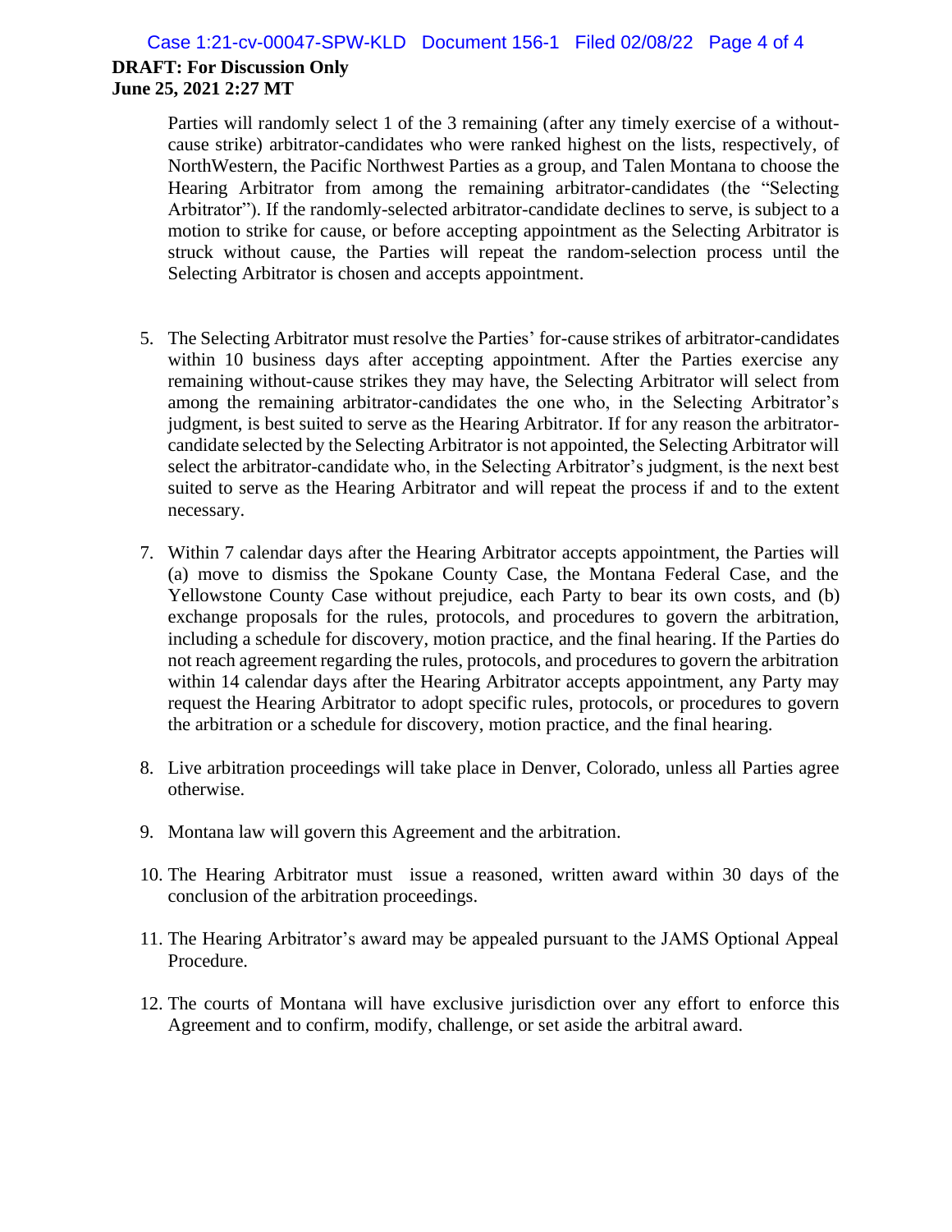**DRAFT: For Discussion Only**
**June 25, 2021 2:27 MT**

Parties will randomly select 1 of the 3 remaining (after any timely exercise of a without-cause strike) arbitrator-candidates who were ranked highest on the lists, respectively, of NorthWestern, the Pacific Northwest Parties as a group, and Talen Montana to choose the Hearing Arbitrator from among the remaining arbitrator-candidates (the "Selecting Arbitrator"). If the randomly-selected arbitrator-candidate declines to serve, is subject to a motion to strike for cause, or before accepting appointment as the Selecting Arbitrator is struck without cause, the Parties will repeat the random-selection process until the Selecting Arbitrator is chosen and accepts appointment.

5. The Selecting Arbitrator must resolve the Parties' for-cause strikes of arbitrator-candidates within 10 business days after accepting appointment. After the Parties exercise any remaining without-cause strikes they may have, the Selecting Arbitrator will select from among the remaining arbitrator-candidates the one who, in the Selecting Arbitrator's judgment, is best suited to serve as the Hearing Arbitrator. If for any reason the arbitrator-candidate selected by the Selecting Arbitrator is not appointed, the Selecting Arbitrator will select the arbitrator-candidate who, in the Selecting Arbitrator's judgment, is the next best suited to serve as the Hearing Arbitrator and will repeat the process if and to the extent necessary.

7. Within 7 calendar days after the Hearing Arbitrator accepts appointment, the Parties will (a) move to dismiss the Spokane County Case, the Montana Federal Case, and the Yellowstone County Case without prejudice, each Party to bear its own costs, and (b) exchange proposals for the rules, protocols, and procedures to govern the arbitration, including a schedule for discovery, motion practice, and the final hearing. If the Parties do not reach agreement regarding the rules, protocols, and procedures to govern the arbitration within 14 calendar days after the Hearing Arbitrator accepts appointment, any Party may request the Hearing Arbitrator to adopt specific rules, protocols, or procedures to govern the arbitration or a schedule for discovery, motion practice, and the final hearing.

8. Live arbitration proceedings will take place in Denver, Colorado, unless all Parties agree otherwise.

9. Montana law will govern this Agreement and the arbitration.

10. The Hearing Arbitrator must issue a reasoned, written award within 30 days of the conclusion of the arbitration proceedings.

11. The Hearing Arbitrator's award may be appealed pursuant to the JAMS Optional Appeal Procedure.

12. The courts of Montana will have exclusive jurisdiction over any effort to enforce this Agreement and to confirm, modify, challenge, or set aside the arbitral award.